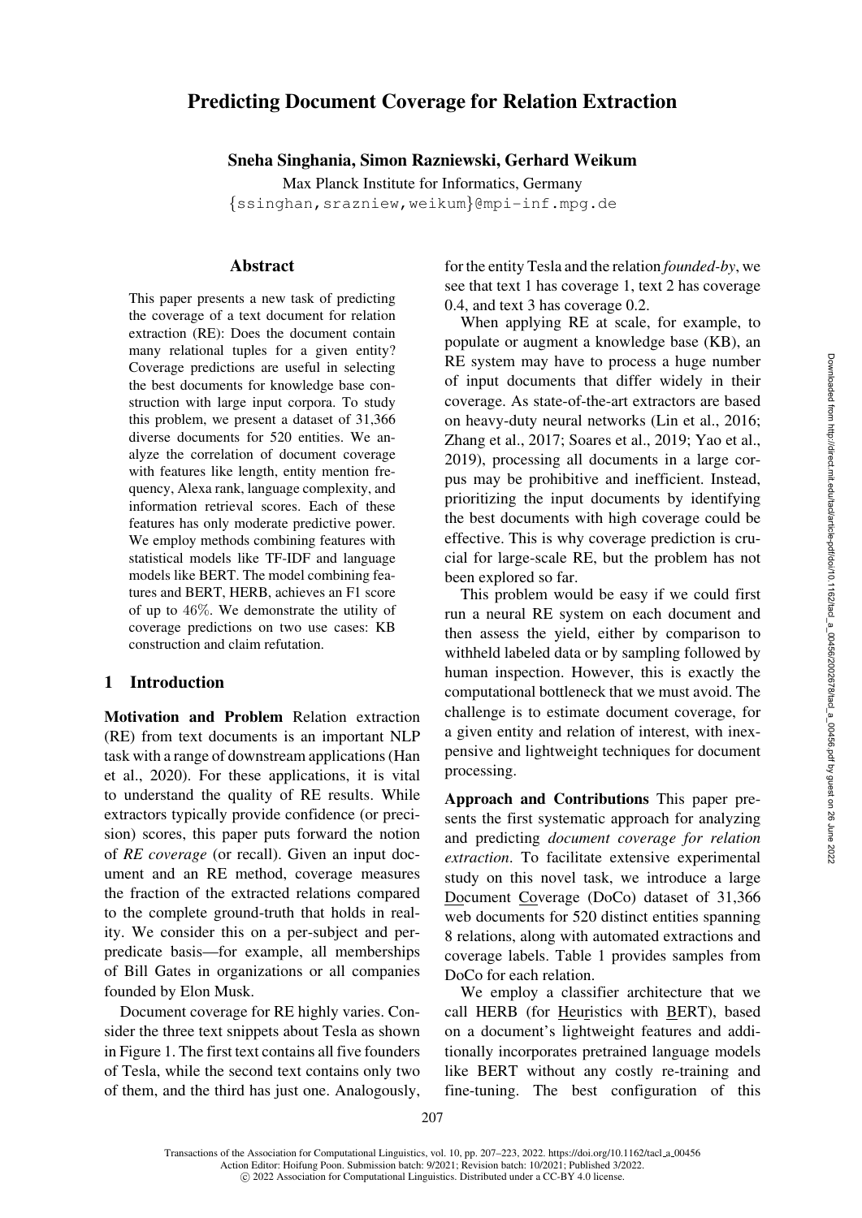# Predicting Document Coverage for Relation Extraction

**Sneha Singhania, Simon Razniewski, Gerhard Weikum**

Max Planck Institute for Informatics, Germany

{ssinghan,srazniew,weikum}@mpi-inf.mpg.de

## Abstract

This paper presents a new task of predicting the coverage of a text document for relation extraction (RE): Does the document contain many relational tuples for a given entity? Coverage predictions are useful in selecting the best documents for knowledge base construction with large input corpora. To study this problem, we present a dataset of 31,366 diverse documents for 520 entities. We analyze the correlation of document coverage with features like length, entity mention frequency, Alexa rank, language complexity, and information retrieval scores. Each of these features has only moderate predictive power. We employ methods combining features with statistical models like TF-IDF and language models like BERT. The model combining features and BERT, HERB, achieves an F1 score of up to 46%. We demonstrate the utility of coverage predictions on two use cases: KB construction and claim refutation.

## 1 Introduction

**Motivation and Problem** Relation extraction (RE) from text documents is an important NLP task with a range of downstream applications (Han et al., 2020). For these applications, it is vital to understand the quality of RE results. While extractors typically provide confidence (or precision) scores, this paper puts forward the notion of *RE coverage* (or recall). Given an input document and an RE method, coverage measures the fraction of the extracted relations compared to the complete ground-truth that holds in reality. We consider this on a per-subject and per-predicate basis—for example, all memberships of Bill Gates in organizations or all companies founded by Elon Musk.

Document coverage for RE highly varies. Consider the three text snippets about Tesla as shown in Figure 1. The first text contains all five founders of Tesla, while the second text contains only two of them, and the third has just one. Analogously, for the entity Tesla and the relation *founded-by*, we see that text 1 has coverage 1, text 2 has coverage 0.4, and text 3 has coverage 0.2.

When applying RE at scale, for example, to populate or augment a knowledge base (KB), an RE system may have to process a huge number of input documents that differ widely in their coverage. As state-of-the-art extractors are based on heavy-duty neural networks (Lin et al., 2016; Zhang et al., 2017; Soares et al., 2019; Yao et al., 2019), processing all documents in a large corpus may be prohibitive and inefficient. Instead, prioritizing the input documents by identifying the best documents with high coverage could be effective. This is why coverage prediction is crucial for large-scale RE, but the problem has not been explored so far.

This problem would be easy if we could first run a neural RE system on each document and then assess the yield, either by comparison to withheld labeled data or by sampling followed by human inspection. However, this is exactly the computational bottleneck that we must avoid. The challenge is to estimate document coverage, for a given entity and relation of interest, with inexpensive and lightweight techniques for document processing.

**Approach and Contributions** This paper presents the first systematic approach for analyzing and predicting *document coverage for relation extraction*. To facilitate extensive experimental study on this novel task, we introduce a large Document Coverage (DoCo) dataset of 31,366 web documents for 520 distinct entities spanning 8 relations, along with automated extractions and coverage labels. Table 1 provides samples from DoCo for each relation.

We employ a classifier architecture that we call HERB (for Heuristics with BERT), based on a document's lightweight features and additionally incorporates pretrained language models like BERT without any costly re-training and fine-tuning. The best configuration of this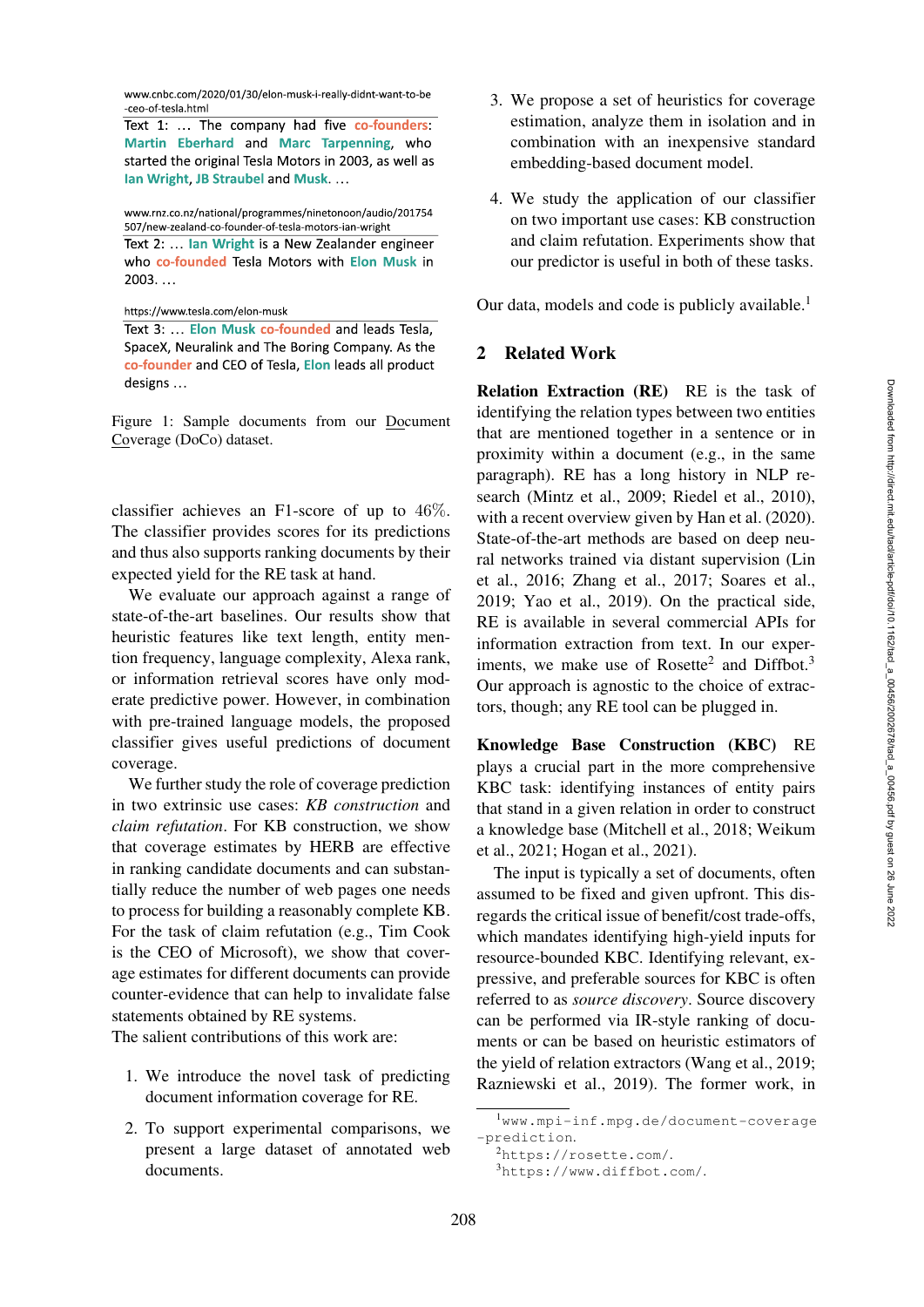www.cnbc.com/2020/01/30/elon-musk-i-really-didnt-want-to-be-ceo-of-tesla.html

Text 1: … The company had five co-founders: Martin Eberhard and Marc Tarpenning, who started the original Tesla Motors in 2003, as well as Ian Wright, JB Straubel and Musk. …

www.rnz.co.nz/national/programmes/ninetonoon/audio/201754507/new-zealand-co-founder-of-tesla-motors-ian-wright

Text 2: … Ian Wright is a New Zealander engineer who co-founded Tesla Motors with Elon Musk in 2003. …

https://www.tesla.com/elon-musk

Text 3: … Elon Musk co-founded and leads Tesla, SpaceX, Neuralink and The Boring Company. As the co-founder and CEO of Tesla, Elon leads all product designs …

Figure 1: Sample documents from our Document Coverage (DoCo) dataset.

classifier achieves an F1-score of up to 46%. The classifier provides scores for its predictions and thus also supports ranking documents by their expected yield for the RE task at hand.

We evaluate our approach against a range of state-of-the-art baselines. Our results show that heuristic features like text length, entity mention frequency, language complexity, Alexa rank, or information retrieval scores have only moderate predictive power. However, in combination with pre-trained language models, the proposed classifier gives useful predictions of document coverage.

We further study the role of coverage prediction in two extrinsic use cases: *KB construction* and *claim refutation*. For KB construction, we show that coverage estimates by HERB are effective in ranking candidate documents and can substantially reduce the number of web pages one needs to process for building a reasonably complete KB. For the task of claim refutation (e.g., Tim Cook is the CEO of Microsoft), we show that coverage estimates for different documents can provide counter-evidence that can help to invalidate false statements obtained by RE systems.

The salient contributions of this work are:

1. We introduce the novel task of predicting document information coverage for RE.
2. To support experimental comparisons, we present a large dataset of annotated web documents.
3. We propose a set of heuristics for coverage estimation, analyze them in isolation and in combination with an inexpensive standard embedding-based document model.
4. We study the application of our classifier on two important use cases: KB construction and claim refutation. Experiments show that our predictor is useful in both of these tasks.

Our data, models and code is publicly available.[1]

## 2 Related Work

**Relation Extraction (RE)** RE is the task of identifying the relation types between two entities that are mentioned together in a sentence or in proximity within a document (e.g., in the same paragraph). RE has a long history in NLP research (Mintz et al., 2009; Riedel et al., 2010), with a recent overview given by Han et al. (2020). State-of-the-art methods are based on deep neural networks trained via distant supervision (Lin et al., 2016; Zhang et al., 2017; Soares et al., 2019; Yao et al., 2019). On the practical side, RE is available in several commercial APIs for information extraction from text. In our experiments, we make use of Rosette[2] and Diffbot.[3] Our approach is agnostic to the choice of extractors, though; any RE tool can be plugged in.

**Knowledge Base Construction (KBC)** RE plays a crucial part in the more comprehensive KBC task: identifying instances of entity pairs that stand in a given relation in order to construct a knowledge base (Mitchell et al., 2018; Weikum et al., 2021; Hogan et al., 2021).

The input is typically a set of documents, often assumed to be fixed and given upfront. This disregards the critical issue of benefit/cost trade-offs, which mandates identifying high-yield inputs for resource-bounded KBC. Identifying relevant, expressive, and preferable sources for KBC is often referred to as *source discovery*. Source discovery can be performed via IR-style ranking of documents or can be based on heuristic estimators of the yield of relation extractors (Wang et al., 2019; Razniewski et al., 2019). The former work, in

[1] www.mpi-inf.mpg.de/document-coverage-prediction.

[2] https://rosette.com/.

[3] https://www.diffbot.com/.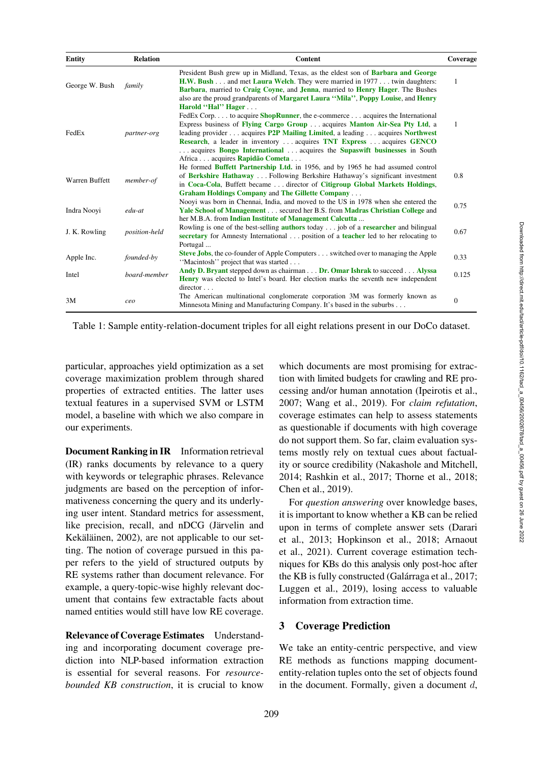| Entity | Relation | Content | Coverage |
|---|---|---|---|
| George W. Bush | *family* | President Bush grew up in Midland, Texas, as the eldest son of **Barbara and George H.W. Bush** . . . and met **Laura Welch**. They were married in 1977 . . . twin daughters: **Barbara**, married to **Craig Coyne**, and **Jenna**, married to **Henry Hager**. The Bushes also are the proud grandparents of **Margaret Laura ''Mila''**, **Poppy Louise**, and **Henry Harold ''Hal'' Hager** . . . | 1 |
| FedEx | *partner-org* | FedEx Corp. . . . to acquire **ShopRunner**, the e-commerce . . . acquires the International Express business of **Flying Cargo Group** . . . acquires **Manton Air-Sea Pty Ltd**, a leading provider . . . acquires **P2P Mailing Limited**, a leading . . . acquires **Northwest Research**, a leader in inventory . . . acquires **TNT Express** . . . acquires **GENCO** . . . acquires **Bongo International** . . . acquires the **Supaswift businesses** in South Africa . . . acquires **Rapidão Cometa** . . . | 1 |
| Warren Buffett | *member-of* | He formed **Buffett Partnership Ltd.** in 1956, and by 1965 he had assumed control of **Berkshire Hathaway** . . . Following Berkshire Hathaway's significant investment in **Coca-Cola**, Buffett became . . . director of **Citigroup Global Markets Holdings**, **Graham Holdings Company** and **The Gillette Company** . . . | 0.8 |
| Indra Nooyi | *edu-at* | Nooyi was born in Chennai, India, and moved to the US in 1978 when she entered the **Yale School of Management** . . . secured her B.S. from **Madras Christian College** and her M.B.A. from **Indian Institute of Management Calcutta** ... | 0.75 |
| J. K. Rowling | *position-held* | Rowling is one of the best-selling **authors** today . . . job of a **researcher** and bilingual **secretary** for Amnesty International . . . position of a **teacher** led to her relocating to Portugal ... | 0.67 |
| Apple Inc. | *founded-by* | **Steve Jobs**, the co-founder of Apple Computers . . . switched over to managing the Apple ''Macintosh'' project that was started . . . | 0.33 |
| Intel | *board-member* | **Andy D. Bryant** stepped down as chairman . . . **Dr. Omar Ishrak** to succeed . . . **Alyssa Henry** was elected to Intel's board. Her election marks the seventh new independent director . . . | 0.125 |
| 3M | *ceo* | The American multinational conglomerate corporation 3M was formerly known as Minnesota Mining and Manufacturing Company. It's based in the suburbs . . . | 0 |

Table 1: Sample entity-relation-document triples for all eight relations present in our DoCo dataset.

particular, approaches yield optimization as a set coverage maximization problem through shared properties of extracted entities. The latter uses textual features in a supervised SVM or LSTM model, a baseline with which we also compare in our experiments.

**Document Ranking in IR** Information retrieval (IR) ranks documents by relevance to a query with keywords or telegraphic phrases. Relevance judgments are based on the perception of informativeness concerning the query and its underlying user intent. Standard metrics for assessment, like precision, recall, and nDCG (Järvelin and Kekäläinen, 2002), are not applicable to our setting. The notion of coverage pursued in this paper refers to the yield of structured outputs by RE systems rather than document relevance. For example, a query-topic-wise highly relevant document that contains few extractable facts about named entities would still have low RE coverage.

**Relevance of Coverage Estimates** Understanding and incorporating document coverage prediction into NLP-based information extraction is essential for several reasons. For *resource-bounded KB construction*, it is crucial to know which documents are most promising for extraction with limited budgets for crawling and RE processing and/or human annotation (Ipeirotis et al., 2007; Wang et al., 2019). For *claim refutation*, coverage estimates can help to assess statements as questionable if documents with high coverage do not support them. So far, claim evaluation systems mostly rely on textual cues about factuality or source credibility (Nakashole and Mitchell, 2014; Rashkin et al., 2017; Thorne et al., 2018; Chen et al., 2019).

For *question answering* over knowledge bases, it is important to know whether a KB can be relied upon in terms of complete answer sets (Darari et al., 2013; Hopkinson et al., 2018; Arnaout et al., 2021). Current coverage estimation techniques for KBs do this analysis only post-hoc after the KB is fully constructed (Galárraga et al., 2017; Luggen et al., 2019), losing access to valuable information from extraction time.

## 3 Coverage Prediction

We take an entity-centric perspective, and view RE methods as functions mapping document-entity-relation tuples onto the set of objects found in the document. Formally, given a document $d$,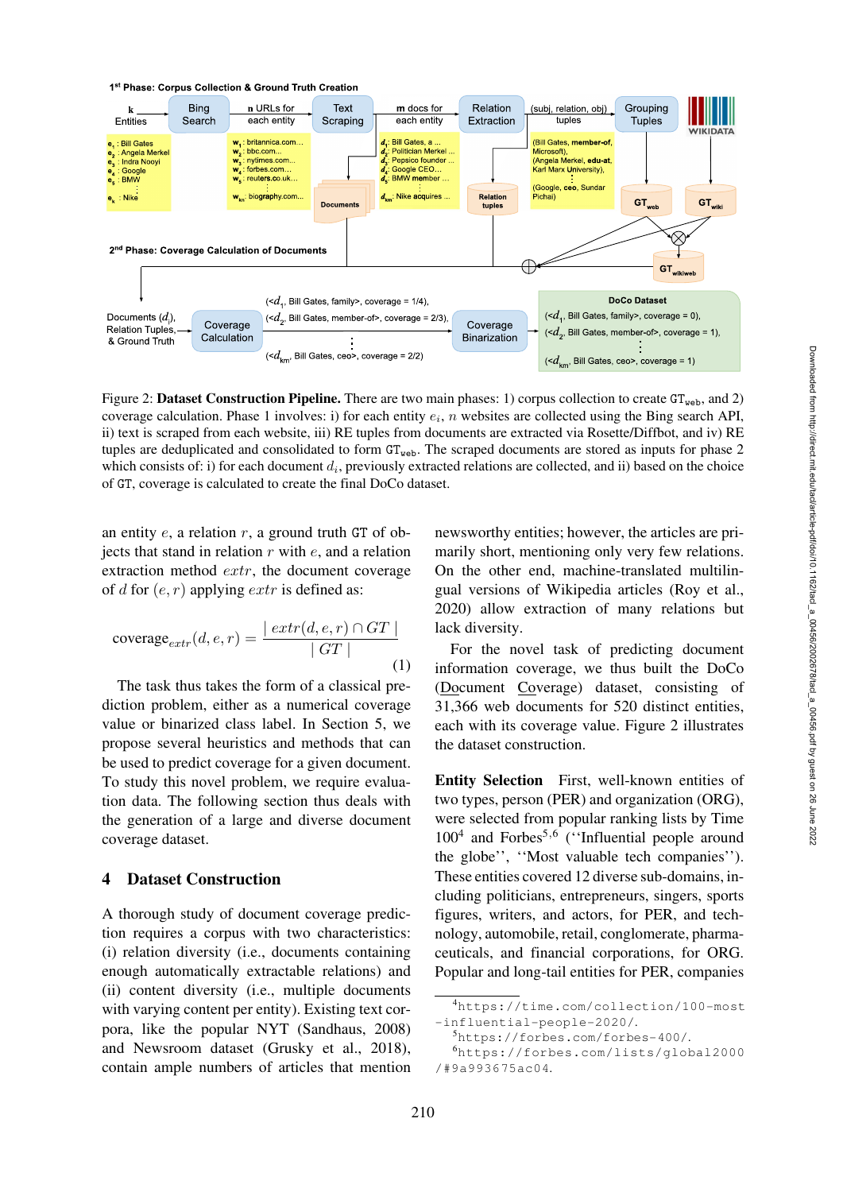Figure 2: **Dataset Construction Pipeline.** There are two main phases: 1) corpus collection to create $\texttt{GT}_{\texttt{web}}$, and 2) coverage calculation. Phase 1 involves: i) for each entity $e_i$, $n$ websites are collected using the Bing search API, ii) text is scraped from each website, iii) RE tuples from documents are extracted via Rosette/Diffbot, and iv) RE tuples are deduplicated and consolidated to form $\texttt{GT}_{\texttt{web}}$. The scraped documents are stored as inputs for phase 2 which consists of: i) for each document $d_i$, previously extracted relations are collected, and ii) based on the choice of GT, coverage is calculated to create the final DoCo dataset.

an entity $e$, a relation $r$, a ground truth GT of objects that stand in relation $r$ with $e$, and a relation extraction method $extr$, the document coverage of $d$ for $(e, r)$ applying $extr$ is defined as:

$$\text{coverage}_{extr}(d, e, r) = \frac{|\, extr(d, e, r) \cap GT \,|}{|\, GT \,|} \tag{1}$$

The task thus takes the form of a classical prediction problem, either as a numerical coverage value or binarized class label. In Section 5, we propose several heuristics and methods that can be used to predict coverage for a given document. To study this novel problem, we require evaluation data. The following section thus deals with the generation of a large and diverse document coverage dataset.

## 4 Dataset Construction

A thorough study of document coverage prediction requires a corpus with two characteristics: (i) relation diversity (i.e., documents containing enough automatically extractable relations) and (ii) content diversity (i.e., multiple documents with varying content per entity). Existing text corpora, like the popular NYT (Sandhaus, 2008) and Newsroom dataset (Grusky et al., 2018), contain ample numbers of articles that mention newsworthy entities; however, the articles are primarily short, mentioning only very few relations. On the other end, machine-translated multilingual versions of Wikipedia articles (Roy et al., 2020) allow extraction of many relations but lack diversity.

For the novel task of predicting document information coverage, we thus built the DoCo (Document Coverage) dataset, consisting of 31,366 web documents for 520 distinct entities, each with its coverage value. Figure 2 illustrates the dataset construction.

**Entity Selection** First, well-known entities of two types, person (PER) and organization (ORG), were selected from popular ranking lists by Time 100[4] and Forbes[5,6] (''Influential people around the globe'', ''Most valuable tech companies''). These entities covered 12 diverse sub-domains, including politicians, entrepreneurs, singers, sports figures, writers, and actors, for PER, and technology, automobile, retail, conglomerate, pharmaceuticals, and financial corporations, for ORG. Popular and long-tail entities for PER, companies

[4] https://time.com/collection/100-most-influential-people-2020/.

[5] https://forbes.com/forbes-400/.

[6] https://forbes.com/lists/global2000/#9a993675ac04.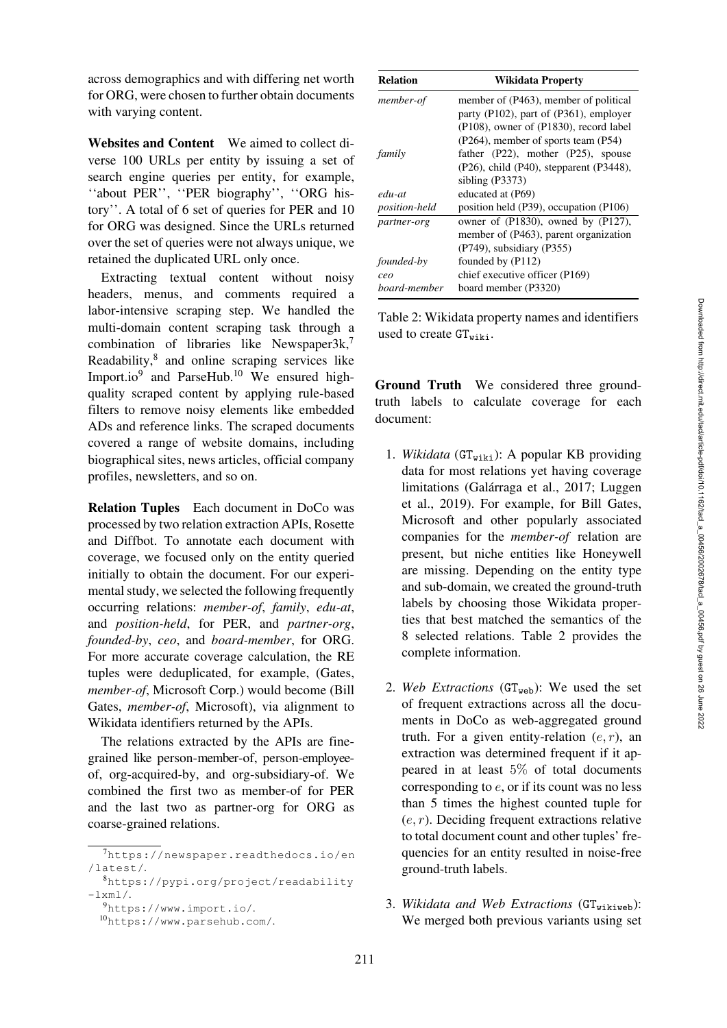across demographics and with differing net worth for ORG, were chosen to further obtain documents with varying content.

**Websites and Content** We aimed to collect diverse 100 URLs per entity by issuing a set of search engine queries per entity, for example, ''about PER'', ''PER biography'', ''ORG history''. A total of 6 set of queries for PER and 10 for ORG was designed. Since the URLs returned over the set of queries were not always unique, we retained the duplicated URL only once.

Extracting textual content without noisy headers, menus, and comments required a labor-intensive scraping step. We handled the multi-domain content scraping task through a combination of libraries like Newspaper3k,[7] Readability,[8] and online scraping services like Import.io[9] and ParseHub.[10] We ensured high-quality scraped content by applying rule-based filters to remove noisy elements like embedded ADs and reference links. The scraped documents covered a range of website domains, including biographical sites, news articles, official company profiles, newsletters, and so on.

**Relation Tuples** Each document in DoCo was processed by two relation extraction APIs, Rosette and Diffbot. To annotate each document with coverage, we focused only on the entity queried initially to obtain the document. For our experimental study, we selected the following frequently occurring relations: *member-of*, *family*, *edu-at*, and *position-held*, for PER, and *partner-org*, *founded-by*, *ceo*, and *board-member*, for ORG. For more accurate coverage calculation, the RE tuples were deduplicated, for example, (Gates, *member-of*, Microsoft Corp.) would become (Bill Gates, *member-of*, Microsoft), via alignment to Wikidata identifiers returned by the APIs.

The relations extracted by the APIs are fine-grained like person-member-of, person-employee-of, org-acquired-by, and org-subsidiary-of. We combined the first two as member-of for PER and the last two as partner-org for ORG as coarse-grained relations.

| Relation | Wikidata Property |
|---|---|
| *member-of* | member of (P463), member of political party (P102), part of (P361), employer (P108), owner of (P1830), record label (P264), member of sports team (P54) |
| *family* | father (P22), mother (P25), spouse (P26), child (P40), stepparent (P3448), sibling (P3373) |
| *edu-at* | educated at (P69) |
| *position-held* | position held (P39), occupation (P106) |
| *partner-org* | owner of (P1830), owned by (P127), member of (P463), parent organization (P749), subsidiary (P355) |
| *founded-by* | founded by (P112) |
| *ceo* | chief executive officer (P169) |
| *board-member* | board member (P3320) |

Table 2: Wikidata property names and identifiers used to create $\texttt{GT}_{\texttt{wiki}}$.

**Ground Truth** We considered three ground-truth labels to calculate coverage for each document:

1. *Wikidata* ($\texttt{GT}_{\texttt{wiki}}$): A popular KB providing data for most relations yet having coverage limitations (Galárraga et al., 2017; Luggen et al., 2019). For example, for Bill Gates, Microsoft and other popularly associated companies for the *member-of* relation are present, but niche entities like Honeywell are missing. Depending on the entity type and sub-domain, we created the ground-truth labels by choosing those Wikidata properties that best matched the semantics of the 8 selected relations. Table 2 provides the complete information.

2. *Web Extractions* ($\texttt{GT}_{\texttt{web}}$): We used the set of frequent extractions across all the documents in DoCo as web-aggregated ground truth. For a given entity-relation $(e, r)$, an extraction was determined frequent if it appeared in at least $5\%$ of total documents corresponding to $e$, or if its count was no less than 5 times the highest counted tuple for $(e, r)$. Deciding frequent extractions relative to total document count and other tuples' frequencies for an entity resulted in noise-free ground-truth labels.

3. *Wikidata and Web Extractions* ($\texttt{GT}_{\texttt{wikiweb}}$): We merged both previous variants using set

[7] https://newspaper.readthedocs.io/en/latest/.

[8] https://pypi.org/project/readability-lxml/.

[9] https://www.import.io/.

[10] https://www.parsehub.com/.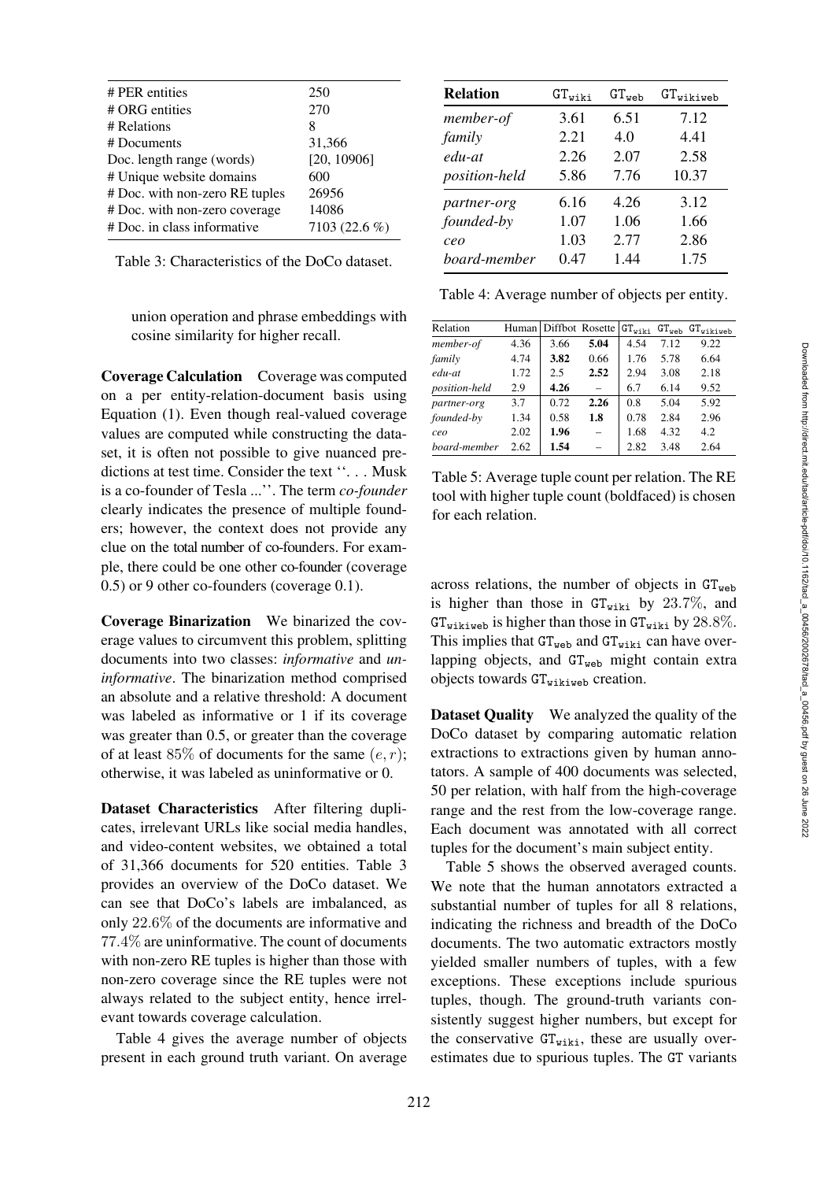| # PER entities | 250 |
|---|---|
| # ORG entities | 270 |
| # Relations | 8 |
| # Documents | 31,366 |
| Doc. length range (words) | [20, 10906] |
| # Unique website domains | 600 |
| # Doc. with non-zero RE tuples | 26956 |
| # Doc. with non-zero coverage | 14086 |
| # Doc. in class informative | 7103 (22.6 %) |

Table 3: Characteristics of the DoCo dataset.

union operation and phrase embeddings with cosine similarity for higher recall.

**Coverage Calculation** Coverage was computed on a per entity-relation-document basis using Equation (1). Even though real-valued coverage values are computed while constructing the dataset, it is often not possible to give nuanced predictions at test time. Consider the text ''. . . Musk is a co-founder of Tesla ...''. The term *co-founder* clearly indicates the presence of multiple founders; however, the context does not provide any clue on the total number of co-founders. For example, there could be one other co-founder (coverage 0.5) or 9 other co-founders (coverage 0.1).

**Coverage Binarization** We binarized the coverage values to circumvent this problem, splitting documents into two classes: *informative* and *uninformative*. The binarization method comprised an absolute and a relative threshold: A document was labeled as informative or 1 if its coverage was greater than 0.5, or greater than the coverage of at least $85\%$ of documents for the same $(e, r)$; otherwise, it was labeled as uninformative or 0.

**Dataset Characteristics** After filtering duplicates, irrelevant URLs like social media handles, and video-content websites, we obtained a total of 31,366 documents for 520 entities. Table 3 provides an overview of the DoCo dataset. We can see that DoCo's labels are imbalanced, as only $22.6\%$ of the documents are informative and $77.4\%$ are uninformative. The count of documents with non-zero RE tuples is higher than those with non-zero coverage since the RE tuples were not always related to the subject entity, hence irrelevant towards coverage calculation.

Table 4 gives the average number of objects present in each ground truth variant. On average across relations, the number of objects in $\texttt{GT}_{\texttt{web}}$ is higher than those in $\texttt{GT}_{\texttt{wiki}}$ by $23.7\%$, and $\texttt{GT}_{\texttt{wikiweb}}$ is higher than those in $\texttt{GT}_{\texttt{wiki}}$ by $28.8\%$. This implies that $\texttt{GT}_{\texttt{web}}$ and $\texttt{GT}_{\texttt{wiki}}$ can have overlapping objects, and $\texttt{GT}_{\texttt{web}}$ might contain extra objects towards $\texttt{GT}_{\texttt{wikiweb}}$ creation.

| **Relation** | $\texttt{GT}_{\texttt{wiki}}$ | $\texttt{GT}_{\texttt{web}}$ | $\texttt{GT}_{\texttt{wikiweb}}$ |
|---|---|---|---|
| *member-of* | 3.61 | 6.51 | 7.12 |
| *family* | 2.21 | 4.0 | 4.41 |
| *edu-at* | 2.26 | 2.07 | 2.58 |
| *position-held* | 5.86 | 7.76 | 10.37 |
| *partner-org* | 6.16 | 4.26 | 3.12 |
| *founded-by* | 1.07 | 1.06 | 1.66 |
| *ceo* | 1.03 | 2.77 | 2.86 |
| *board-member* | 0.47 | 1.44 | 1.75 |

Table 4: Average number of objects per entity.

| Relation | Human | Diffbot | Rosette | $\texttt{GT}_{\texttt{wiki}}$ | $\texttt{GT}_{\texttt{web}}$ | $\texttt{GT}_{\texttt{wikiweb}}$ |
|---|---|---|---|---|---|---|
| *member-of* | 4.36 | 3.66 | **5.04** | 4.54 | 7.12 | 9.22 |
| *family* | 4.74 | **3.82** | 0.66 | 1.76 | 5.78 | 6.64 |
| *edu-at* | 1.72 | 2.5 | **2.52** | 2.94 | 3.08 | 2.18 |
| *position-held* | 2.9 | **4.26** | – | 6.7 | 6.14 | 9.52 |
| *partner-org* | 3.7 | 0.72 | **2.26** | 0.8 | 5.04 | 5.92 |
| *founded-by* | 1.34 | 0.58 | **1.8** | 0.78 | 2.84 | 2.96 |
| *ceo* | 2.02 | **1.96** | – | 1.68 | 4.32 | 4.2 |
| *board-member* | 2.62 | **1.54** | – | 2.82 | 3.48 | 2.64 |

Table 5: Average tuple count per relation. The RE tool with higher tuple count (boldfaced) is chosen for each relation.

**Dataset Quality** We analyzed the quality of the DoCo dataset by comparing automatic relation extractions to extractions given by human annotators. A sample of 400 documents was selected, 50 per relation, with half from the high-coverage range and the rest from the low-coverage range. Each document was annotated with all correct tuples for the document's main subject entity.

Table 5 shows the observed averaged counts. We note that the human annotators extracted a substantial number of tuples for all 8 relations, indicating the richness and breadth of the DoCo documents. The two automatic extractors mostly yielded smaller numbers of tuples, with a few exceptions. These exceptions include spurious tuples, though. The ground-truth variants consistently suggest higher numbers, but except for the conservative $\texttt{GT}_{\texttt{wiki}}$, these are usually overestimates due to spurious tuples. The GT variants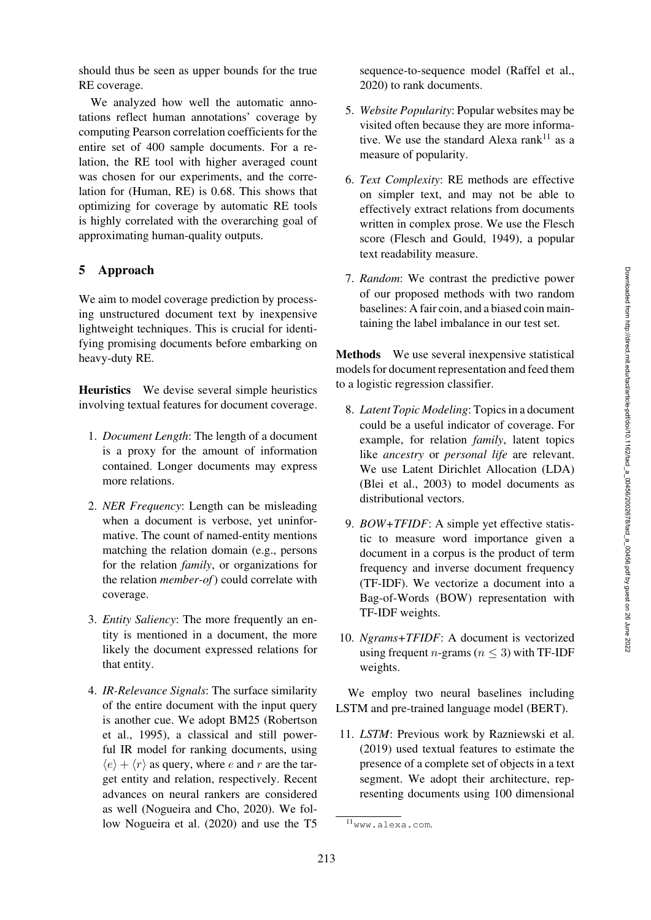should thus be seen as upper bounds for the true RE coverage.

We analyzed how well the automatic annotations reflect human annotations' coverage by computing Pearson correlation coefficients for the entire set of 400 sample documents. For a relation, the RE tool with higher averaged count was chosen for our experiments, and the correlation for (Human, RE) is 0.68. This shows that optimizing for coverage by automatic RE tools is highly correlated with the overarching goal of approximating human-quality outputs.

## 5 Approach

We aim to model coverage prediction by processing unstructured document text by inexpensive lightweight techniques. This is crucial for identifying promising documents before embarking on heavy-duty RE.

**Heuristics** We devise several simple heuristics involving textual features for document coverage.

1. *Document Length*: The length of a document is a proxy for the amount of information contained. Longer documents may express more relations.
2. *NER Frequency*: Length can be misleading when a document is verbose, yet uninformative. The count of named-entity mentions matching the relation domain (e.g., persons for the relation *family*, or organizations for the relation *member-of*) could correlate with coverage.
3. *Entity Saliency*: The more frequently an entity is mentioned in a document, the more likely the document expressed relations for that entity.
4. *IR-Relevance Signals*: The surface similarity of the entire document with the input query is another cue. We adopt BM25 (Robertson et al., 1995), a classical and still powerful IR model for ranking documents, using $\langle e \rangle + \langle r \rangle$ as query, where $e$ and $r$ are the target entity and relation, respectively. Recent advances on neural rankers are considered as well (Nogueira and Cho, 2020). We follow Nogueira et al. (2020) and use the T5 sequence-to-sequence model (Raffel et al., 2020) to rank documents.
5. *Website Popularity*: Popular websites may be visited often because they are more informative. We use the standard Alexa rank[11] as a measure of popularity.
6. *Text Complexity*: RE methods are effective on simpler text, and may not be able to effectively extract relations from documents written in complex prose. We use the Flesch score (Flesch and Gould, 1949), a popular text readability measure.
7. *Random*: We contrast the predictive power of our proposed methods with two random baselines: A fair coin, and a biased coin maintaining the label imbalance in our test set.

**Methods** We use several inexpensive statistical models for document representation and feed them to a logistic regression classifier.

8. *Latent Topic Modeling*: Topics in a document could be a useful indicator of coverage. For example, for relation *family*, latent topics like *ancestry* or *personal life* are relevant. We use Latent Dirichlet Allocation (LDA) (Blei et al., 2003) to model documents as distributional vectors.
9. *BOW+TFIDF*: A simple yet effective statistic to measure word importance given a document in a corpus is the product of term frequency and inverse document frequency (TF-IDF). We vectorize a document into a Bag-of-Words (BOW) representation with TF-IDF weights.
10. *Ngrams+TFIDF*: A document is vectorized using frequent $n$-grams ($n \leq 3$) with TF-IDF weights.

We employ two neural baselines including LSTM and pre-trained language model (BERT).

11. *LSTM*: Previous work by Razniewski et al. (2019) used textual features to estimate the presence of a complete set of objects in a text segment. We adopt their architecture, representing documents using 100 dimensional

[11] www.alexa.com.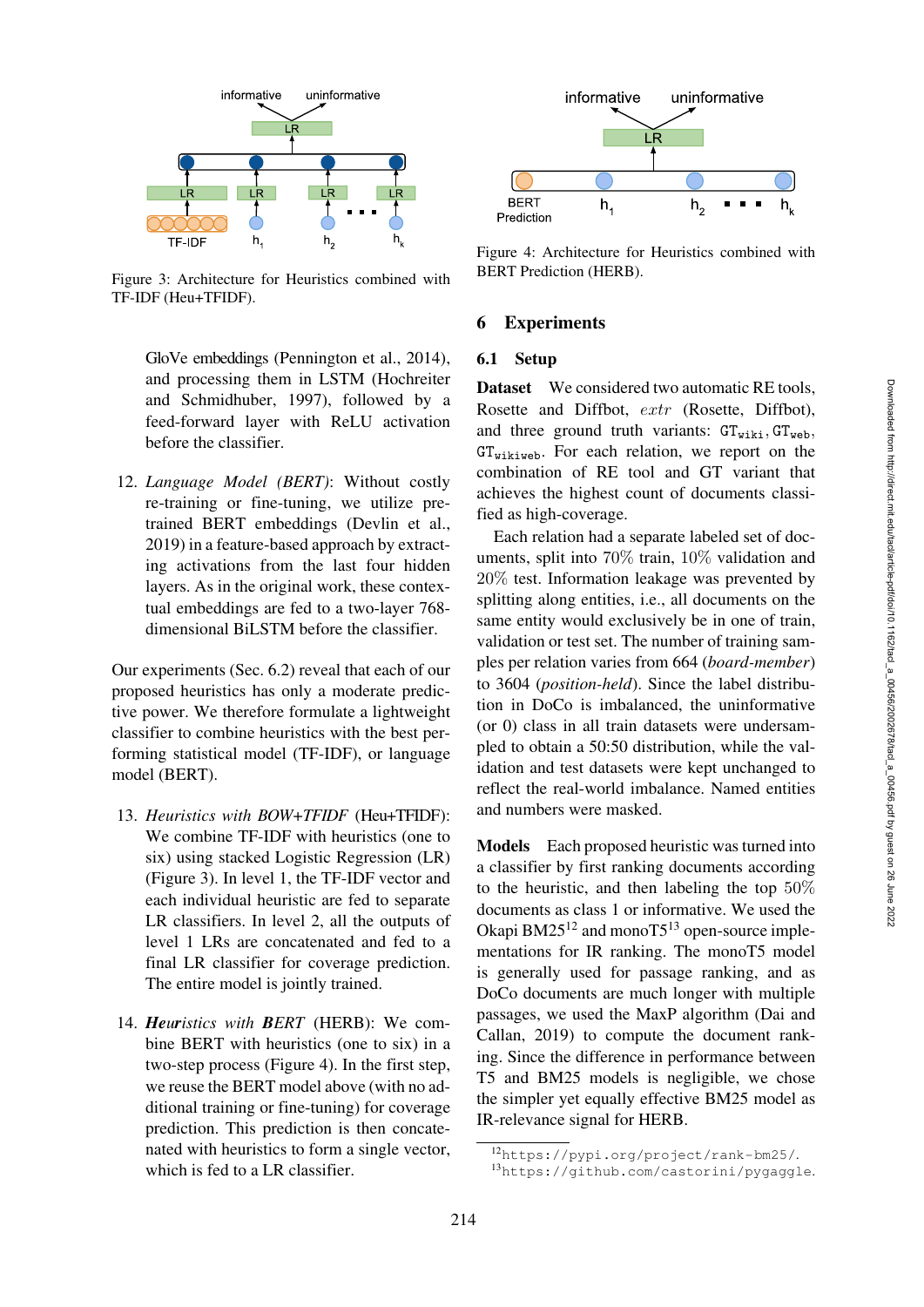Figure 3: Architecture for Heuristics combined with TF-IDF (Heu+TFIDF).

Figure 4: Architecture for Heuristics combined with BERT Prediction (HERB).

GloVe embeddings (Pennington et al., 2014), and processing them in LSTM (Hochreiter and Schmidhuber, 1997), followed by a feed-forward layer with ReLU activation before the classifier.

12. *Language Model (BERT)*: Without costly re-training or fine-tuning, we utilize pre-trained BERT embeddings (Devlin et al., 2019) in a feature-based approach by extracting activations from the last four hidden layers. As in the original work, these contextual embeddings are fed to a two-layer 768-dimensional BiLSTM before the classifier.

Our experiments (Sec. 6.2) reveal that each of our proposed heuristics has only a moderate predictive power. We therefore formulate a lightweight classifier to combine heuristics with the best performing statistical model (TF-IDF), or language model (BERT).

13. *Heuristics with BOW+TFIDF* (Heu+TFIDF): We combine TF-IDF with heuristics (one to six) using stacked Logistic Regression (LR) (Figure 3). In level 1, the TF-IDF vector and each individual heuristic are fed to separate LR classifiers. In level 2, all the outputs of level 1 LRs are concatenated and fed to a final LR classifier for coverage prediction. The entire model is jointly trained.

14. ***He**uristics with **B**ERT* (HERB): We combine BERT with heuristics (one to six) in a two-step process (Figure 4). In the first step, we reuse the BERT model above (with no additional training or fine-tuning) for coverage prediction. This prediction is then concatenated with heuristics to form a single vector, which is fed to a LR classifier.

## 6 Experiments

### 6.1 Setup

**Dataset** We considered two automatic RE tools, Rosette and Diffbot, *extr* (Rosette, Diffbot), and three ground truth variants: $\texttt{GT}_{\texttt{wiki}}$, $\texttt{GT}_{\texttt{web}}$, $\texttt{GT}_{\texttt{wikiweb}}$. For each relation, we report on the combination of RE tool and GT variant that achieves the highest count of documents classified as high-coverage.

Each relation had a separate labeled set of documents, split into 70% train, 10% validation and 20% test. Information leakage was prevented by splitting along entities, i.e., all documents on the same entity would exclusively be in one of train, validation or test set. The number of training samples per relation varies from 664 (*board-member*) to 3604 (*position-held*). Since the label distribution in DoCo is imbalanced, the uninformative (or 0) class in all train datasets were undersampled to obtain a 50:50 distribution, while the validation and test datasets were kept unchanged to reflect the real-world imbalance. Named entities and numbers were masked.

**Models** Each proposed heuristic was turned into a classifier by first ranking documents according to the heuristic, and then labeling the top 50% documents as class 1 or informative. We used the Okapi BM25[12] and monoT5[13] open-source implementations for IR ranking. The monoT5 model is generally used for passage ranking, and as DoCo documents are much longer with multiple passages, we used the MaxP algorithm (Dai and Callan, 2019) to compute the document ranking. Since the difference in performance between T5 and BM25 models is negligible, we chose the simpler yet equally effective BM25 model as IR-relevance signal for HERB.

[12] https://pypi.org/project/rank-bm25/.
[13] https://github.com/castorini/pygaggle.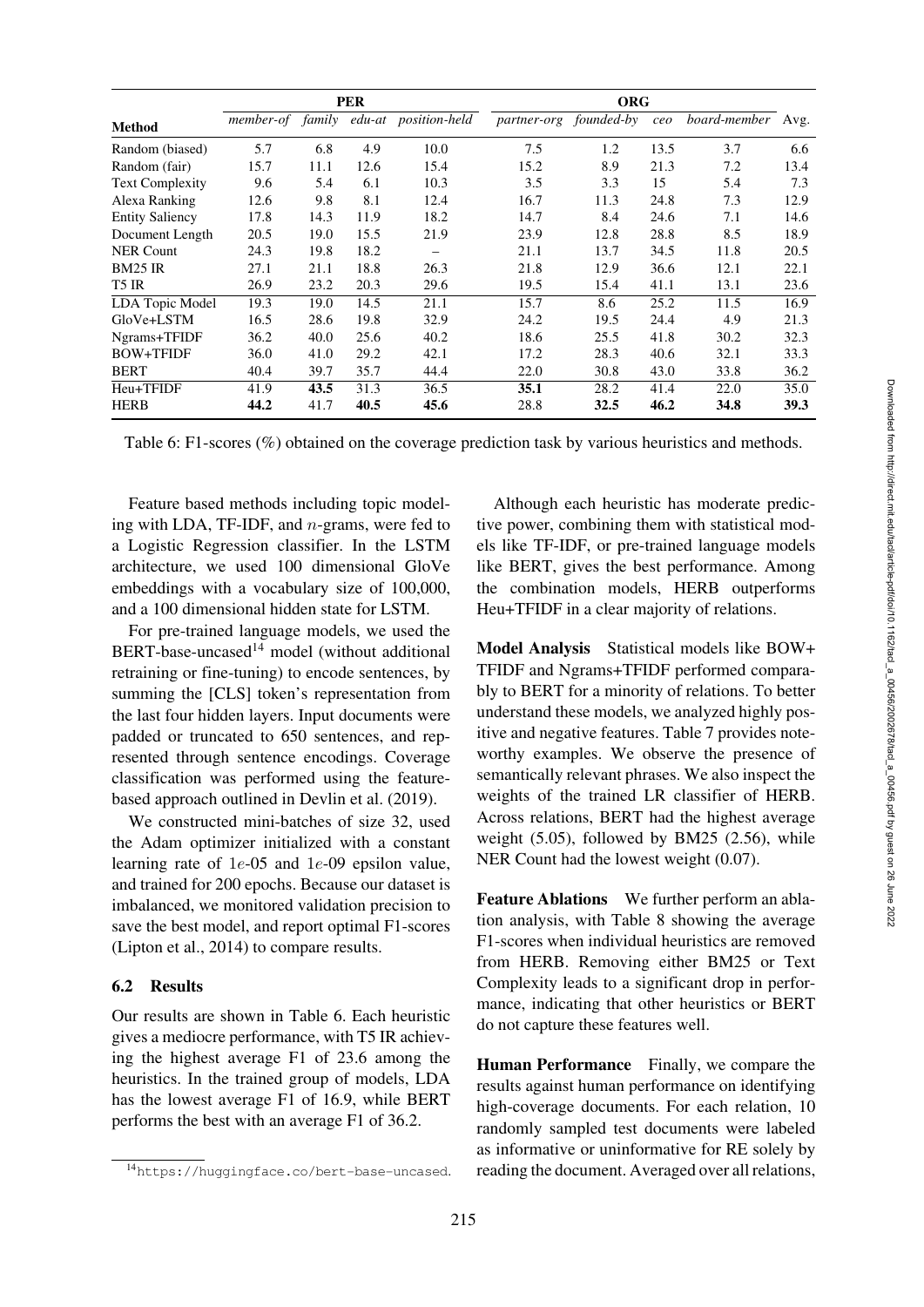| Method | PER | | | | ORG | | | | Avg. |
|---|---|---|---|---|---|---|---|---|---|
| | *member-of* | *family* | *edu-at* | *position-held* | *partner-org* | *founded-by* | *ceo* | *board-member* | |
| Random (biased) | 5.7 | 6.8 | 4.9 | 10.0 | 7.5 | 1.2 | 13.5 | 3.7 | 6.6 |
| Random (fair) | 15.7 | 11.1 | 12.6 | 15.4 | 15.2 | 8.9 | 21.3 | 7.2 | 13.4 |
| Text Complexity | 9.6 | 5.4 | 6.1 | 10.3 | 3.5 | 3.3 | 15 | 5.4 | 7.3 |
| Alexa Ranking | 12.6 | 9.8 | 8.1 | 12.4 | 16.7 | 11.3 | 24.8 | 7.3 | 12.9 |
| Entity Saliency | 17.8 | 14.3 | 11.9 | 18.2 | 14.7 | 8.4 | 24.6 | 7.1 | 14.6 |
| Document Length | 20.5 | 19.0 | 15.5 | 21.9 | 23.9 | 12.8 | 28.8 | 8.5 | 18.9 |
| NER Count | 24.3 | 19.8 | 18.2 | – | 21.1 | 13.7 | 34.5 | 11.8 | 20.5 |
| BM25 IR | 27.1 | 21.1 | 18.8 | 26.3 | 21.8 | 12.9 | 36.6 | 12.1 | 22.1 |
| T5 IR | 26.9 | 23.2 | 20.3 | 29.6 | 19.5 | 15.4 | 41.1 | 13.1 | 23.6 |
| LDA Topic Model | 19.3 | 19.0 | 14.5 | 21.1 | 15.7 | 8.6 | 25.2 | 11.5 | 16.9 |
| GloVe+LSTM | 16.5 | 28.6 | 19.8 | 32.9 | 24.2 | 19.5 | 24.4 | 4.9 | 21.3 |
| Ngrams+TFIDF | 36.2 | 40.0 | 25.6 | 40.2 | 18.6 | 25.5 | 41.8 | 30.2 | 32.3 |
| BOW+TFIDF | 36.0 | 41.0 | 29.2 | 42.1 | 17.2 | 28.3 | 40.6 | 32.1 | 33.3 |
| BERT | 40.4 | 39.7 | 35.7 | 44.4 | 22.0 | 30.8 | 43.0 | 33.8 | 36.2 |
| Heu+TFIDF | 41.9 | **43.5** | 31.3 | 36.5 | **35.1** | 28.2 | 41.4 | 22.0 | 35.0 |
| HERB | **44.2** | 41.7 | **40.5** | **45.6** | 28.8 | **32.5** | **46.2** | **34.8** | **39.3** |

Table 6: F1-scores (%) obtained on the coverage prediction task by various heuristics and methods.

Feature based methods including topic modeling with LDA, TF-IDF, and $n$-grams, were fed to a Logistic Regression classifier. In the LSTM architecture, we used 100 dimensional GloVe embeddings with a vocabulary size of 100,000, and a 100 dimensional hidden state for LSTM.

For pre-trained language models, we used the BERT-base-uncased[14] model (without additional retraining or fine-tuning) to encode sentences, by summing the [CLS] token's representation from the last four hidden layers. Input documents were padded or truncated to 650 sentences, and represented through sentence encodings. Coverage classification was performed using the feature-based approach outlined in Devlin et al. (2019).

We constructed mini-batches of size 32, used the Adam optimizer initialized with a constant learning rate of $1e$-05 and $1e$-09 epsilon value, and trained for 200 epochs. Because our dataset is imbalanced, we monitored validation precision to save the best model, and report optimal F1-scores (Lipton et al., 2014) to compare results.

### 6.2 Results

Our results are shown in Table 6. Each heuristic gives a mediocre performance, with T5 IR achieving the highest average F1 of 23.6 among the heuristics. In the trained group of models, LDA has the lowest average F1 of 16.9, while BERT performs the best with an average F1 of 36.2.

Although each heuristic has moderate predictive power, combining them with statistical models like TF-IDF, or pre-trained language models like BERT, gives the best performance. Among the combination models, HERB outperforms Heu+TFIDF in a clear majority of relations.

**Model Analysis** Statistical models like BOW+TFIDF and Ngrams+TFIDF performed comparably to BERT for a minority of relations. To better understand these models, we analyzed highly positive and negative features. Table 7 provides noteworthy examples. We observe the presence of semantically relevant phrases. We also inspect the weights of the trained LR classifier of HERB. Across relations, BERT had the highest average weight (5.05), followed by BM25 (2.56), while NER Count had the lowest weight (0.07).

**Feature Ablations** We further perform an ablation analysis, with Table 8 showing the average F1-scores when individual heuristics are removed from HERB. Removing either BM25 or Text Complexity leads to a significant drop in performance, indicating that other heuristics or BERT do not capture these features well.

**Human Performance** Finally, we compare the results against human performance on identifying high-coverage documents. For each relation, 10 randomly sampled test documents were labeled as informative or uninformative for RE solely by reading the document. Averaged over all relations,

[14] https://huggingface.co/bert-base-uncased.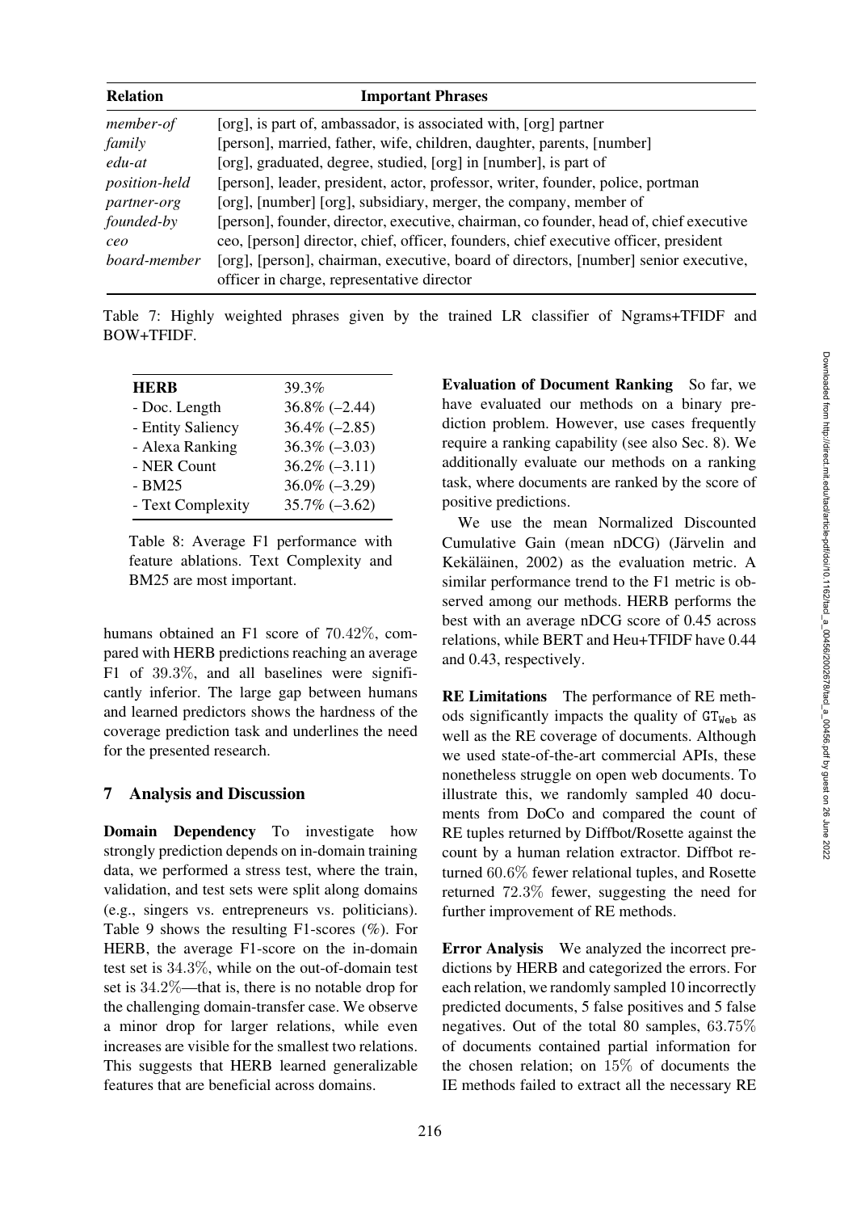| Relation | Important Phrases |
|---|---|
| *member-of* | [org], is part of, ambassador, is associated with, [org] partner |
| *family* | [person], married, father, wife, children, daughter, parents, [number] |
| *edu-at* | [org], graduated, degree, studied, [org] in [number], is part of |
| *position-held* | [person], leader, president, actor, professor, writer, founder, police, portman |
| *partner-org* | [org], [number] [org], subsidiary, merger, the company, member of |
| *founded-by* | [person], founder, director, executive, chairman, co founder, head of, chief executive |
| *ceo* | ceo, [person] director, chief, officer, founders, chief executive officer, president |
| *board-member* | [org], [person], chairman, executive, board of directors, [number] senior executive, officer in charge, representative director |

Table 7: Highly weighted phrases given by the trained LR classifier of Ngrams+TFIDF and BOW+TFIDF.

| **HERB** | 39.3% |
|---|---|
| - Doc. Length | 36.8% (–2.44) |
| - Entity Saliency | 36.4% (–2.85) |
| - Alexa Ranking | 36.3% (–3.03) |
| - NER Count | 36.2% (–3.11) |
| - BM25 | 36.0% (–3.29) |
| - Text Complexity | 35.7% (–3.62) |

Table 8: Average F1 performance with feature ablations. Text Complexity and BM25 are most important.

humans obtained an F1 score of 70.42%, compared with HERB predictions reaching an average F1 of 39.3%, and all baselines were significantly inferior. The large gap between humans and learned predictors shows the hardness of the coverage prediction task and underlines the need for the presented research.

## 7 Analysis and Discussion

**Domain Dependency** To investigate how strongly prediction depends on in-domain training data, we performed a stress test, where the train, validation, and test sets were split along domains (e.g., singers vs. entrepreneurs vs. politicians). Table 9 shows the resulting F1-scores (%). For HERB, the average F1-score on the in-domain test set is 34.3%, while on the out-of-domain test set is 34.2%—that is, there is no notable drop for the challenging domain-transfer case. We observe a minor drop for larger relations, while even increases are visible for the smallest two relations. This suggests that HERB learned generalizable features that are beneficial across domains.

**Evaluation of Document Ranking** So far, we have evaluated our methods on a binary prediction problem. However, use cases frequently require a ranking capability (see also Sec. 8). We additionally evaluate our methods on a ranking task, where documents are ranked by the score of positive predictions.

We use the mean Normalized Discounted Cumulative Gain (mean nDCG) (Järvelin and Kekäläinen, 2002) as the evaluation metric. A similar performance trend to the F1 metric is observed among our methods. HERB performs the best with an average nDCG score of 0.45 across relations, while BERT and Heu+TFIDF have 0.44 and 0.43, respectively.

**RE Limitations** The performance of RE methods significantly impacts the quality of $\mathtt{GT}_{\mathtt{Web}}$ as well as the RE coverage of documents. Although we used state-of-the-art commercial APIs, these nonetheless struggle on open web documents. To illustrate this, we randomly sampled 40 documents from DoCo and compared the count of RE tuples returned by Diffbot/Rosette against the count by a human relation extractor. Diffbot returned 60.6% fewer relational tuples, and Rosette returned 72.3% fewer, suggesting the need for further improvement of RE methods.

**Error Analysis** We analyzed the incorrect predictions by HERB and categorized the errors. For each relation, we randomly sampled 10 incorrectly predicted documents, 5 false positives and 5 false negatives. Out of the total 80 samples, 63.75% of documents contained partial information for the chosen relation; on 15% of documents the IE methods failed to extract all the necessary RE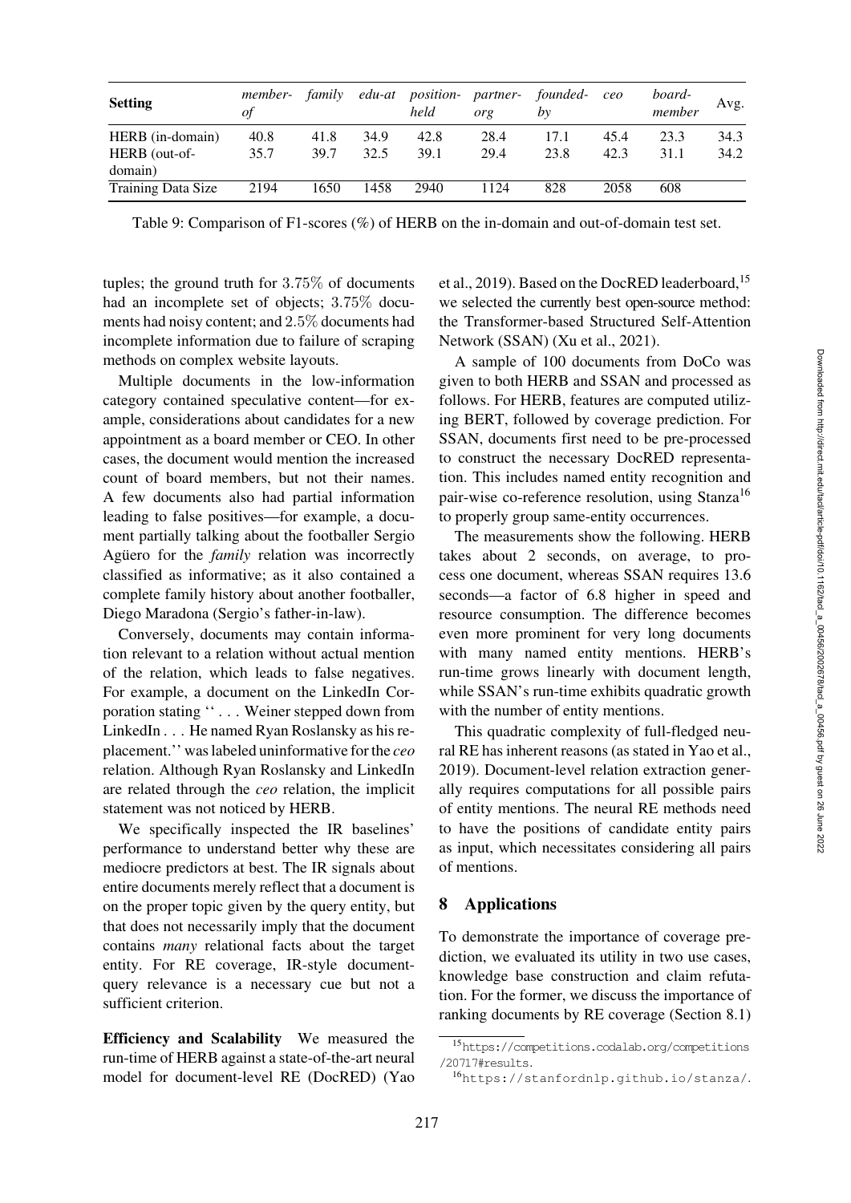| Setting | member-of | family | edu-at | position-held | partner-org | founded-by | ceo | board-member | Avg. |
|---|---|---|---|---|---|---|---|---|---|
| HERB (in-domain) | 40.8 | 41.8 | 34.9 | 42.8 | 28.4 | 17.1 | 45.4 | 23.3 | 34.3 |
| HERB (out-of-domain) | 35.7 | 39.7 | 32.5 | 39.1 | 29.4 | 23.8 | 42.3 | 31.1 | 34.2 |
| Training Data Size | 2194 | 1650 | 1458 | 2940 | 1124 | 828 | 2058 | 608 | |

Table 9: Comparison of F1-scores (%) of HERB on the in-domain and out-of-domain test set.

tuples; the ground truth for $3.75\%$ of documents had an incomplete set of objects; $3.75\%$ documents had noisy content; and $2.5\%$ documents had incomplete information due to failure of scraping methods on complex website layouts.

Multiple documents in the low-information category contained speculative content—for example, considerations about candidates for a new appointment as a board member or CEO. In other cases, the document would mention the increased count of board members, but not their names. A few documents also had partial information leading to false positives—for example, a document partially talking about the footballer Sergio Agüero for the *family* relation was incorrectly classified as informative; as it also contained a complete family history about another footballer, Diego Maradona (Sergio's father-in-law).

Conversely, documents may contain information relevant to a relation without actual mention of the relation, which leads to false negatives. For example, a document on the LinkedIn Corporation stating '' . . . Weiner stepped down from LinkedIn . . . He named Ryan Roslansky as his replacement.'' was labeled uninformative for the *ceo* relation. Although Ryan Roslansky and LinkedIn are related through the *ceo* relation, the implicit statement was not noticed by HERB.

We specifically inspected the IR baselines' performance to understand better why these are mediocre predictors at best. The IR signals about entire documents merely reflect that a document is on the proper topic given by the query entity, but that does not necessarily imply that the document contains *many* relational facts about the target entity. For RE coverage, IR-style document-query relevance is a necessary cue but not a sufficient criterion.

**Efficiency and Scalability** We measured the run-time of HERB against a state-of-the-art neural model for document-level RE (DocRED) (Yao et al., 2019). Based on the DocRED leaderboard,[15] we selected the currently best open-source method: the Transformer-based Structured Self-Attention Network (SSAN) (Xu et al., 2021).

A sample of 100 documents from DoCo was given to both HERB and SSAN and processed as follows. For HERB, features are computed utilizing BERT, followed by coverage prediction. For SSAN, documents first need to be pre-processed to construct the necessary DocRED representation. This includes named entity recognition and pair-wise co-reference resolution, using Stanza[16] to properly group same-entity occurrences.

The measurements show the following. HERB takes about 2 seconds, on average, to process one document, whereas SSAN requires 13.6 seconds—a factor of 6.8 higher in speed and resource consumption. The difference becomes even more prominent for very long documents with many named entity mentions. HERB's run-time grows linearly with document length, while SSAN's run-time exhibits quadratic growth with the number of entity mentions.

This quadratic complexity of full-fledged neural RE has inherent reasons (as stated in Yao et al., 2019). Document-level relation extraction generally requires computations for all possible pairs of entity mentions. The neural RE methods need to have the positions of candidate entity pairs as input, which necessitates considering all pairs of mentions.

## 8 Applications

To demonstrate the importance of coverage prediction, we evaluated its utility in two use cases, knowledge base construction and claim refutation. For the former, we discuss the importance of ranking documents by RE coverage (Section 8.1)

[15] https://competitions.codalab.org/competitions/20717#results.

[16] https://stanfordnlp.github.io/stanza/.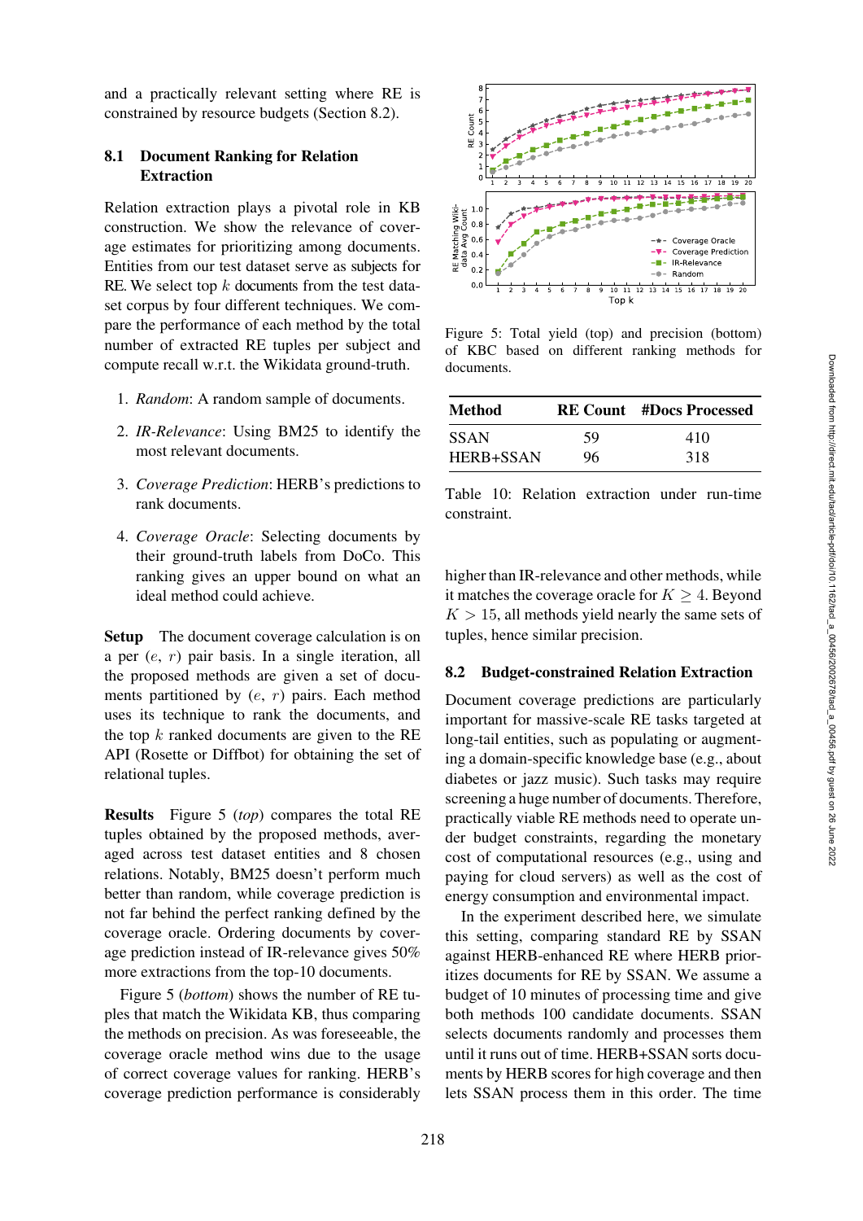and a practically relevant setting where RE is constrained by resource budgets (Section 8.2).

### 8.1 Document Ranking for Relation Extraction

Relation extraction plays a pivotal role in KB construction. We show the relevance of coverage estimates for prioritizing among documents. Entities from our test dataset serve as subjects for RE. We select top $k$ documents from the test dataset corpus by four different techniques. We compare the performance of each method by the total number of extracted RE tuples per subject and compute recall w.r.t. the Wikidata ground-truth.

1. *Random*: A random sample of documents.
2. *IR-Relevance*: Using BM25 to identify the most relevant documents.
3. *Coverage Prediction*: HERB's predictions to rank documents.
4. *Coverage Oracle*: Selecting documents by their ground-truth labels from DoCo. This ranking gives an upper bound on what an ideal method could achieve.

**Setup** The document coverage calculation is on a per $(e, r)$ pair basis. In a single iteration, all the proposed methods are given a set of documents partitioned by $(e, r)$ pairs. Each method uses its technique to rank the documents, and the top $k$ ranked documents are given to the RE API (Rosette or Diffbot) for obtaining the set of relational tuples.

**Results** Figure 5 (*top*) compares the total RE tuples obtained by the proposed methods, averaged across test dataset entities and 8 chosen relations. Notably, BM25 doesn't perform much better than random, while coverage prediction is not far behind the perfect ranking defined by the coverage oracle. Ordering documents by coverage prediction instead of IR-relevance gives 50% more extractions from the top-10 documents.

Figure 5 (*bottom*) shows the number of RE tuples that match the Wikidata KB, thus comparing the methods on precision. As was foreseeable, the coverage oracle method wins due to the usage of correct coverage values for ranking. HERB's coverage prediction performance is considerably higher than IR-relevance and other methods, while it matches the coverage oracle for $K \geq 4$. Beyond $K > 15$, all methods yield nearly the same sets of tuples, hence similar precision.

Figure 5: Total yield (top) and precision (bottom) of KBC based on different ranking methods for documents.

| Method | RE Count | #Docs Processed |
|---|---|---|
| SSAN | 59 | 410 |
| HERB+SSAN | 96 | 318 |

Table 10: Relation extraction under run-time constraint.

### 8.2 Budget-constrained Relation Extraction

Document coverage predictions are particularly important for massive-scale RE tasks targeted at long-tail entities, such as populating or augmenting a domain-specific knowledge base (e.g., about diabetes or jazz music). Such tasks may require screening a huge number of documents. Therefore, practically viable RE methods need to operate under budget constraints, regarding the monetary cost of computational resources (e.g., using and paying for cloud servers) as well as the cost of energy consumption and environmental impact.

In the experiment described here, we simulate this setting, comparing standard RE by SSAN against HERB-enhanced RE where HERB prioritizes documents for RE by SSAN. We assume a budget of 10 minutes of processing time and give both methods 100 candidate documents. SSAN selects documents randomly and processes them until it runs out of time. HERB+SSAN sorts documents by HERB scores for high coverage and then lets SSAN process them in this order. The time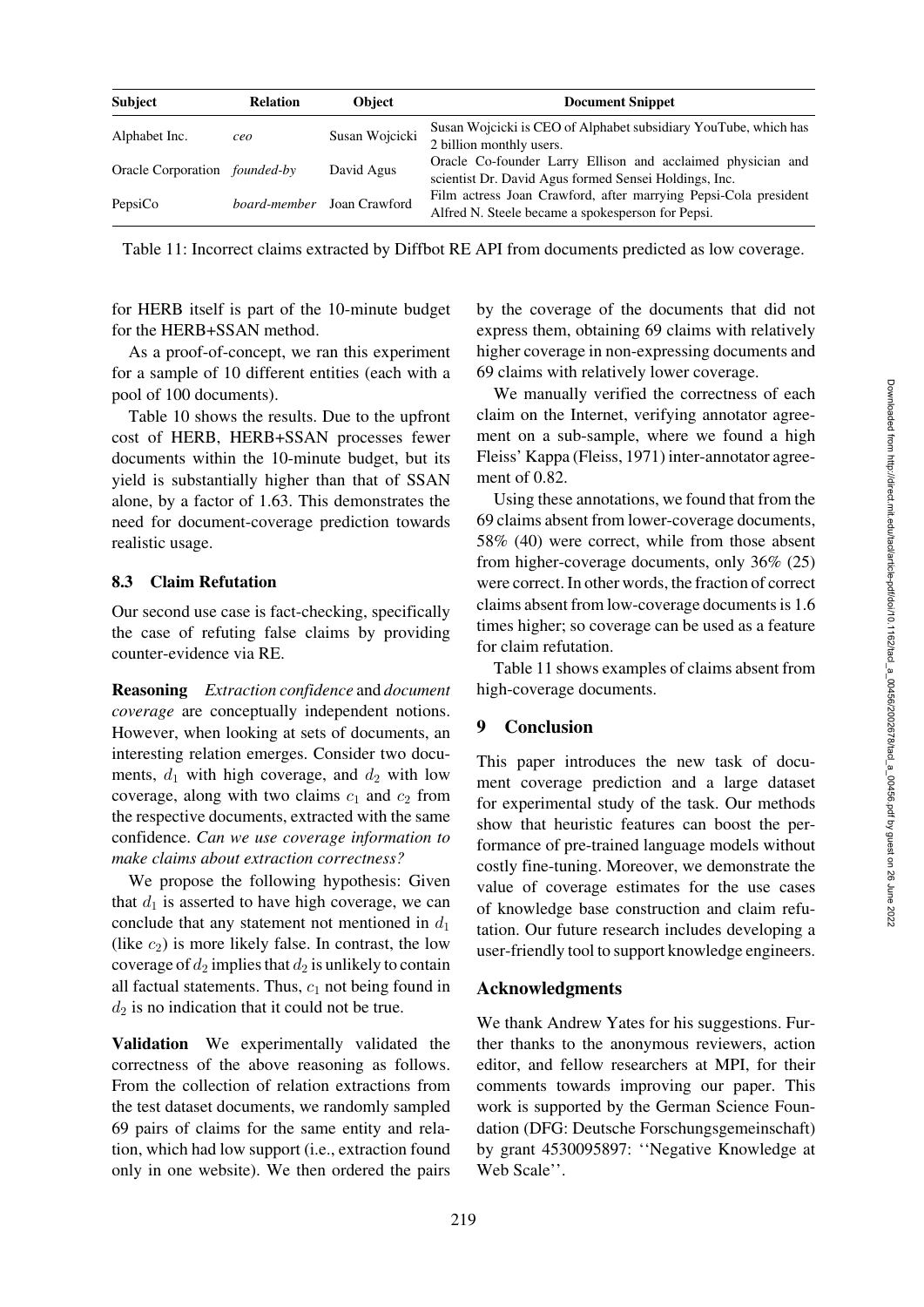| Subject | Relation | Object | Document Snippet |
|---|---|---|---|
| Alphabet Inc. | *ceo* | Susan Wojcicki | Susan Wojcicki is CEO of Alphabet subsidiary YouTube, which has 2 billion monthly users. |
| Oracle Corporation | *founded-by* | David Agus | Oracle Co-founder Larry Ellison and acclaimed physician and scientist Dr. David Agus formed Sensei Holdings, Inc. |
| PepsiCo | *board-member* | Joan Crawford | Film actress Joan Crawford, after marrying Pepsi-Cola president Alfred N. Steele became a spokesperson for Pepsi. |

Table 11: Incorrect claims extracted by Diffbot RE API from documents predicted as low coverage.

for HERB itself is part of the 10-minute budget for the HERB+SSAN method.

As a proof-of-concept, we ran this experiment for a sample of 10 different entities (each with a pool of 100 documents).

Table 10 shows the results. Due to the upfront cost of HERB, HERB+SSAN processes fewer documents within the 10-minute budget, but its yield is substantially higher than that of SSAN alone, by a factor of 1.63. This demonstrates the need for document-coverage prediction towards realistic usage.

### 8.3 Claim Refutation

Our second use case is fact-checking, specifically the case of refuting false claims by providing counter-evidence via RE.

**Reasoning** *Extraction confidence* and *document coverage* are conceptually independent notions. However, when looking at sets of documents, an interesting relation emerges. Consider two documents, $d_1$ with high coverage, and $d_2$ with low coverage, along with two claims $c_1$ and $c_2$ from the respective documents, extracted with the same confidence. *Can we use coverage information to make claims about extraction correctness?*

We propose the following hypothesis: Given that $d_1$ is asserted to have high coverage, we can conclude that any statement not mentioned in $d_1$ (like $c_2$) is more likely false. In contrast, the low coverage of $d_2$ implies that $d_2$ is unlikely to contain all factual statements. Thus, $c_1$ not being found in $d_2$ is no indication that it could not be true.

**Validation** We experimentally validated the correctness of the above reasoning as follows. From the collection of relation extractions from the test dataset documents, we randomly sampled 69 pairs of claims for the same entity and relation, which had low support (i.e., extraction found only in one website). We then ordered the pairs by the coverage of the documents that did not express them, obtaining 69 claims with relatively higher coverage in non-expressing documents and 69 claims with relatively lower coverage.

We manually verified the correctness of each claim on the Internet, verifying annotator agreement on a sub-sample, where we found a high Fleiss' Kappa (Fleiss, 1971) inter-annotator agreement of 0.82.

Using these annotations, we found that from the 69 claims absent from lower-coverage documents, 58% (40) were correct, while from those absent from higher-coverage documents, only 36% (25) were correct. In other words, the fraction of correct claims absent from low-coverage documents is 1.6 times higher; so coverage can be used as a feature for claim refutation.

Table 11 shows examples of claims absent from high-coverage documents.

## 9 Conclusion

This paper introduces the new task of document coverage prediction and a large dataset for experimental study of the task. Our methods show that heuristic features can boost the performance of pre-trained language models without costly fine-tuning. Moreover, we demonstrate the value of coverage estimates for the use cases of knowledge base construction and claim refutation. Our future research includes developing a user-friendly tool to support knowledge engineers.

## Acknowledgments

We thank Andrew Yates for his suggestions. Further thanks to the anonymous reviewers, action editor, and fellow researchers at MPI, for their comments towards improving our paper. This work is supported by the German Science Foundation (DFG: Deutsche Forschungsgemeinschaft) by grant 4530095897: ''Negative Knowledge at Web Scale''.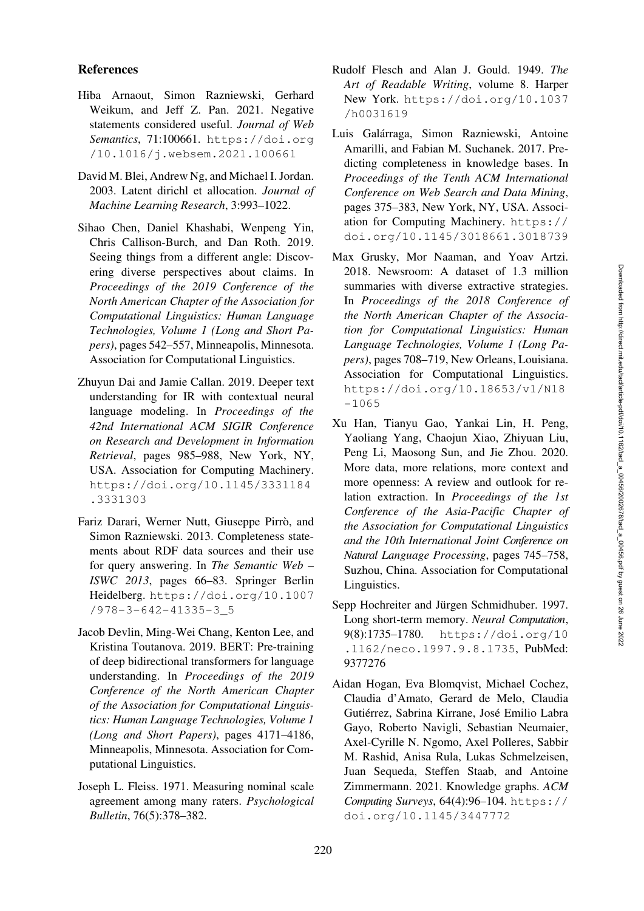## References

Hiba Arnaout, Simon Razniewski, Gerhard Weikum, and Jeff Z. Pan. 2021. Negative statements considered useful. *Journal of Web Semantics*, 71:100661. https://doi.org/10.1016/j.websem.2021.100661

David M. Blei, Andrew Ng, and Michael I. Jordan. 2003. Latent dirichl et allocation. *Journal of Machine Learning Research*, 3:993–1022.

Sihao Chen, Daniel Khashabi, Wenpeng Yin, Chris Callison-Burch, and Dan Roth. 2019. Seeing things from a different angle: Discovering diverse perspectives about claims. In *Proceedings of the 2019 Conference of the North American Chapter of the Association for Computational Linguistics: Human Language Technologies, Volume 1 (Long and Short Papers)*, pages 542–557, Minneapolis, Minnesota. Association for Computational Linguistics.

Zhuyun Dai and Jamie Callan. 2019. Deeper text understanding for IR with contextual neural language modeling. In *Proceedings of the 42nd International ACM SIGIR Conference on Research and Development in Information Retrieval*, pages 985–988, New York, NY, USA. Association for Computing Machinery. https://doi.org/10.1145/3331184.3331303

Fariz Darari, Werner Nutt, Giuseppe Pirrò, and Simon Razniewski. 2013. Completeness statements about RDF data sources and their use for query answering. In *The Semantic Web – ISWC 2013*, pages 66–83. Springer Berlin Heidelberg. https://doi.org/10.1007/978-3-642-41335-3_5

Jacob Devlin, Ming-Wei Chang, Kenton Lee, and Kristina Toutanova. 2019. BERT: Pre-training of deep bidirectional transformers for language understanding. In *Proceedings of the 2019 Conference of the North American Chapter of the Association for Computational Linguistics: Human Language Technologies, Volume 1 (Long and Short Papers)*, pages 4171–4186, Minneapolis, Minnesota. Association for Computational Linguistics.

Joseph L. Fleiss. 1971. Measuring nominal scale agreement among many raters. *Psychological Bulletin*, 76(5):378–382.

Rudolf Flesch and Alan J. Gould. 1949. *The Art of Readable Writing*, volume 8. Harper New York. https://doi.org/10.1037/h0031619

Luis Galárraga, Simon Razniewski, Antoine Amarilli, and Fabian M. Suchanek. 2017. Predicting completeness in knowledge bases. In *Proceedings of the Tenth ACM International Conference on Web Search and Data Mining*, pages 375–383, New York, NY, USA. Association for Computing Machinery. https://doi.org/10.1145/3018661.3018739

Max Grusky, Mor Naaman, and Yoav Artzi. 2018. Newsroom: A dataset of 1.3 million summaries with diverse extractive strategies. In *Proceedings of the 2018 Conference of the North American Chapter of the Association for Computational Linguistics: Human Language Technologies, Volume 1 (Long Papers)*, pages 708–719, New Orleans, Louisiana. Association for Computational Linguistics. https://doi.org/10.18653/v1/N18-1065

Xu Han, Tianyu Gao, Yankai Lin, H. Peng, Yaoliang Yang, Chaojun Xiao, Zhiyuan Liu, Peng Li, Maosong Sun, and Jie Zhou. 2020. More data, more relations, more context and more openness: A review and outlook for relation extraction. In *Proceedings of the 1st Conference of the Asia-Pacific Chapter of the Association for Computational Linguistics and the 10th International Joint Conference on Natural Language Processing*, pages 745–758, Suzhou, China. Association for Computational Linguistics.

Sepp Hochreiter and Jürgen Schmidhuber. 1997. Long short-term memory. *Neural Computation*, 9(8):1735–1780. https://doi.org/10.1162/neco.1997.9.8.1735, PubMed: 9377276

Aidan Hogan, Eva Blomqvist, Michael Cochez, Claudia d'Amato, Gerard de Melo, Claudia Gutiérrez, Sabrina Kirrane, José Emilio Labra Gayo, Roberto Navigli, Sebastian Neumaier, Axel-Cyrille N. Ngomo, Axel Polleres, Sabbir M. Rashid, Anisa Rula, Lukas Schmelzeisen, Juan Sequeda, Steffen Staab, and Antoine Zimmermann. 2021. Knowledge graphs. *ACM Computing Surveys*, 64(4):96–104. https://doi.org/10.1145/3447772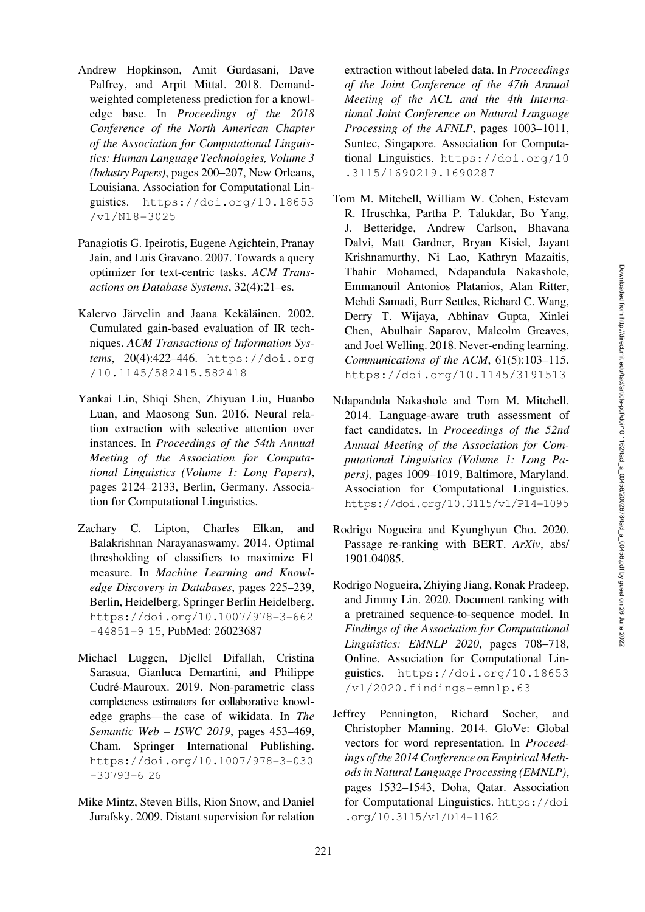Andrew Hopkinson, Amit Gurdasani, Dave Palfrey, and Arpit Mittal. 2018. Demand-weighted completeness prediction for a knowledge base. In *Proceedings of the 2018 Conference of the North American Chapter of the Association for Computational Linguistics: Human Language Technologies, Volume 3 (Industry Papers)*, pages 200–207, New Orleans, Louisiana. Association for Computational Linguistics. https://doi.org/10.18653/v1/N18-3025

Panagiotis G. Ipeirotis, Eugene Agichtein, Pranay Jain, and Luis Gravano. 2007. Towards a query optimizer for text-centric tasks. *ACM Transactions on Database Systems*, 32(4):21–es.

Kalervo Järvelin and Jaana Kekäläinen. 2002. Cumulated gain-based evaluation of IR techniques. *ACM Transactions of Information Systems*, 20(4):422–446. https://doi.org/10.1145/582415.582418

Yankai Lin, Shiqi Shen, Zhiyuan Liu, Huanbo Luan, and Maosong Sun. 2016. Neural relation extraction with selective attention over instances. In *Proceedings of the 54th Annual Meeting of the Association for Computational Linguistics (Volume 1: Long Papers)*, pages 2124–2133, Berlin, Germany. Association for Computational Linguistics.

Zachary C. Lipton, Charles Elkan, and Balakrishnan Narayanaswamy. 2014. Optimal thresholding of classifiers to maximize F1 measure. In *Machine Learning and Knowledge Discovery in Databases*, pages 225–239, Berlin, Heidelberg. Springer Berlin Heidelberg. https://doi.org/10.1007/978-3-662-44851-9_15, PubMed: 26023687

Michael Luggen, Djellel Difallah, Cristina Sarasua, Gianluca Demartini, and Philippe Cudré-Mauroux. 2019. Non-parametric class completeness estimators for collaborative knowledge graphs—the case of wikidata. In *The Semantic Web – ISWC 2019*, pages 453–469, Cham. Springer International Publishing. https://doi.org/10.1007/978-3-030-30793-6_26

Mike Mintz, Steven Bills, Rion Snow, and Daniel Jurafsky. 2009. Distant supervision for relation extraction without labeled data. In *Proceedings of the Joint Conference of the 47th Annual Meeting of the ACL and the 4th International Joint Conference on Natural Language Processing of the AFNLP*, pages 1003–1011, Suntec, Singapore. Association for Computational Linguistics. https://doi.org/10.3115/1690219.1690287

Tom M. Mitchell, William W. Cohen, Estevam R. Hruschka, Partha P. Talukdar, Bo Yang, J. Betteridge, Andrew Carlson, Bhavana Dalvi, Matt Gardner, Bryan Kisiel, Jayant Krishnamurthy, Ni Lao, Kathryn Mazaitis, Thahir Mohamed, Ndapandula Nakashole, Emmanouil Antonios Platanios, Alan Ritter, Mehdi Samadi, Burr Settles, Richard C. Wang, Derry T. Wijaya, Abhinav Gupta, Xinlei Chen, Abulhair Saparov, Malcolm Greaves, and Joel Welling. 2018. Never-ending learning. *Communications of the ACM*, 61(5):103–115. https://doi.org/10.1145/3191513

Ndapandula Nakashole and Tom M. Mitchell. 2014. Language-aware truth assessment of fact candidates. In *Proceedings of the 52nd Annual Meeting of the Association for Computational Linguistics (Volume 1: Long Papers)*, pages 1009–1019, Baltimore, Maryland. Association for Computational Linguistics. https://doi.org/10.3115/v1/P14-1095

Rodrigo Nogueira and Kyunghyun Cho. 2020. Passage re-ranking with BERT. *ArXiv*, abs/1901.04085.

Rodrigo Nogueira, Zhiying Jiang, Ronak Pradeep, and Jimmy Lin. 2020. Document ranking with a pretrained sequence-to-sequence model. In *Findings of the Association for Computational Linguistics: EMNLP 2020*, pages 708–718, Online. Association for Computational Linguistics. https://doi.org/10.18653/v1/2020.findings-emnlp.63

Jeffrey Pennington, Richard Socher, and Christopher Manning. 2014. GloVe: Global vectors for word representation. In *Proceedings of the 2014 Conference on Empirical Methods in Natural Language Processing (EMNLP)*, pages 1532–1543, Doha, Qatar. Association for Computational Linguistics. https://doi.org/10.3115/v1/D14-1162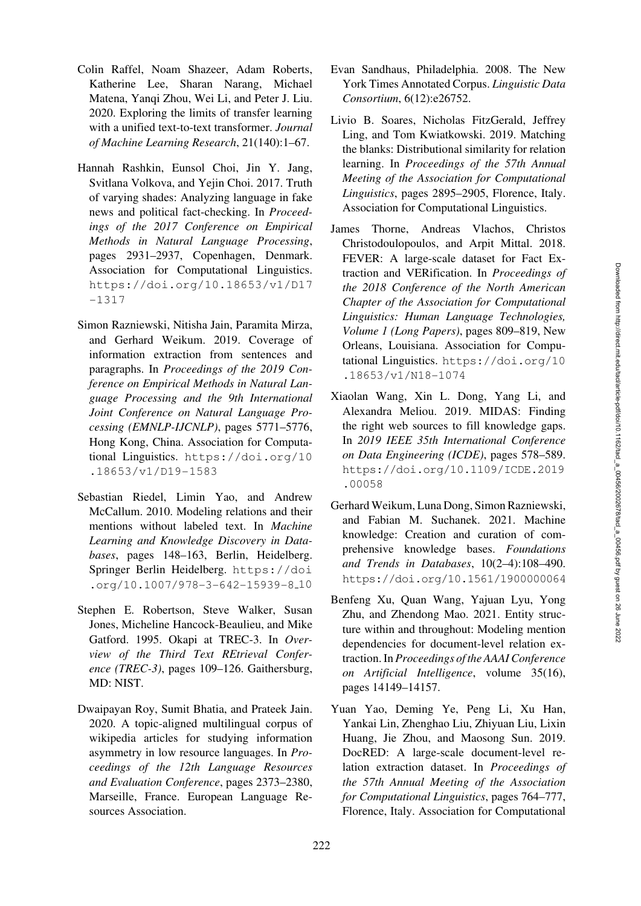Colin Raffel, Noam Shazeer, Adam Roberts, Katherine Lee, Sharan Narang, Michael Matena, Yanqi Zhou, Wei Li, and Peter J. Liu. 2020. Exploring the limits of transfer learning with a unified text-to-text transformer. *Journal of Machine Learning Research*, 21(140):1–67.

Hannah Rashkin, Eunsol Choi, Jin Y. Jang, Svitlana Volkova, and Yejin Choi. 2017. Truth of varying shades: Analyzing language in fake news and political fact-checking. In *Proceedings of the 2017 Conference on Empirical Methods in Natural Language Processing*, pages 2931–2937, Copenhagen, Denmark. Association for Computational Linguistics. https://doi.org/10.18653/v1/D17-1317

Simon Razniewski, Nitisha Jain, Paramita Mirza, and Gerhard Weikum. 2019. Coverage of information extraction from sentences and paragraphs. In *Proceedings of the 2019 Conference on Empirical Methods in Natural Language Processing and the 9th International Joint Conference on Natural Language Processing (EMNLP-IJCNLP)*, pages 5771–5776, Hong Kong, China. Association for Computational Linguistics. https://doi.org/10.18653/v1/D19-1583

Sebastian Riedel, Limin Yao, and Andrew McCallum. 2010. Modeling relations and their mentions without labeled text. In *Machine Learning and Knowledge Discovery in Databases*, pages 148–163, Berlin, Heidelberg. Springer Berlin Heidelberg. https://doi.org/10.1007/978-3-642-15939-8_10

Stephen E. Robertson, Steve Walker, Susan Jones, Micheline Hancock-Beaulieu, and Mike Gatford. 1995. Okapi at TREC-3. In *Overview of the Third Text REtrieval Conference (TREC-3)*, pages 109–126. Gaithersburg, MD: NIST.

Dwaipayan Roy, Sumit Bhatia, and Prateek Jain. 2020. A topic-aligned multilingual corpus of wikipedia articles for studying information asymmetry in low resource languages. In *Proceedings of the 12th Language Resources and Evaluation Conference*, pages 2373–2380, Marseille, France. European Language Resources Association.

Evan Sandhaus, Philadelphia. 2008. The New York Times Annotated Corpus. *Linguistic Data Consortium*, 6(12):e26752.

Livio B. Soares, Nicholas FitzGerald, Jeffrey Ling, and Tom Kwiatkowski. 2019. Matching the blanks: Distributional similarity for relation learning. In *Proceedings of the 57th Annual Meeting of the Association for Computational Linguistics*, pages 2895–2905, Florence, Italy. Association for Computational Linguistics.

James Thorne, Andreas Vlachos, Christos Christodoulopoulos, and Arpit Mittal. 2018. FEVER: A large-scale dataset for Fact Extraction and VERification. In *Proceedings of the 2018 Conference of the North American Chapter of the Association for Computational Linguistics: Human Language Technologies, Volume 1 (Long Papers)*, pages 809–819, New Orleans, Louisiana. Association for Computational Linguistics. https://doi.org/10.18653/v1/N18-1074

Xiaolan Wang, Xin L. Dong, Yang Li, and Alexandra Meliou. 2019. MIDAS: Finding the right web sources to fill knowledge gaps. In *2019 IEEE 35th International Conference on Data Engineering (ICDE)*, pages 578–589. https://doi.org/10.1109/ICDE.2019.00058

Gerhard Weikum, Luna Dong, Simon Razniewski, and Fabian M. Suchanek. 2021. Machine knowledge: Creation and curation of comprehensive knowledge bases. *Foundations and Trends in Databases*, 10(2–4):108–490. https://doi.org/10.1561/1900000064

Benfeng Xu, Quan Wang, Yajuan Lyu, Yong Zhu, and Zhendong Mao. 2021. Entity structure within and throughout: Modeling mention dependencies for document-level relation extraction. In *Proceedings of the AAAI Conference on Artificial Intelligence*, volume 35(16), pages 14149–14157.

Yuan Yao, Deming Ye, Peng Li, Xu Han, Yankai Lin, Zhenghao Liu, Zhiyuan Liu, Lixin Huang, Jie Zhou, and Maosong Sun. 2019. DocRED: A large-scale document-level relation extraction dataset. In *Proceedings of the 57th Annual Meeting of the Association for Computational Linguistics*, pages 764–777, Florence, Italy. Association for Computational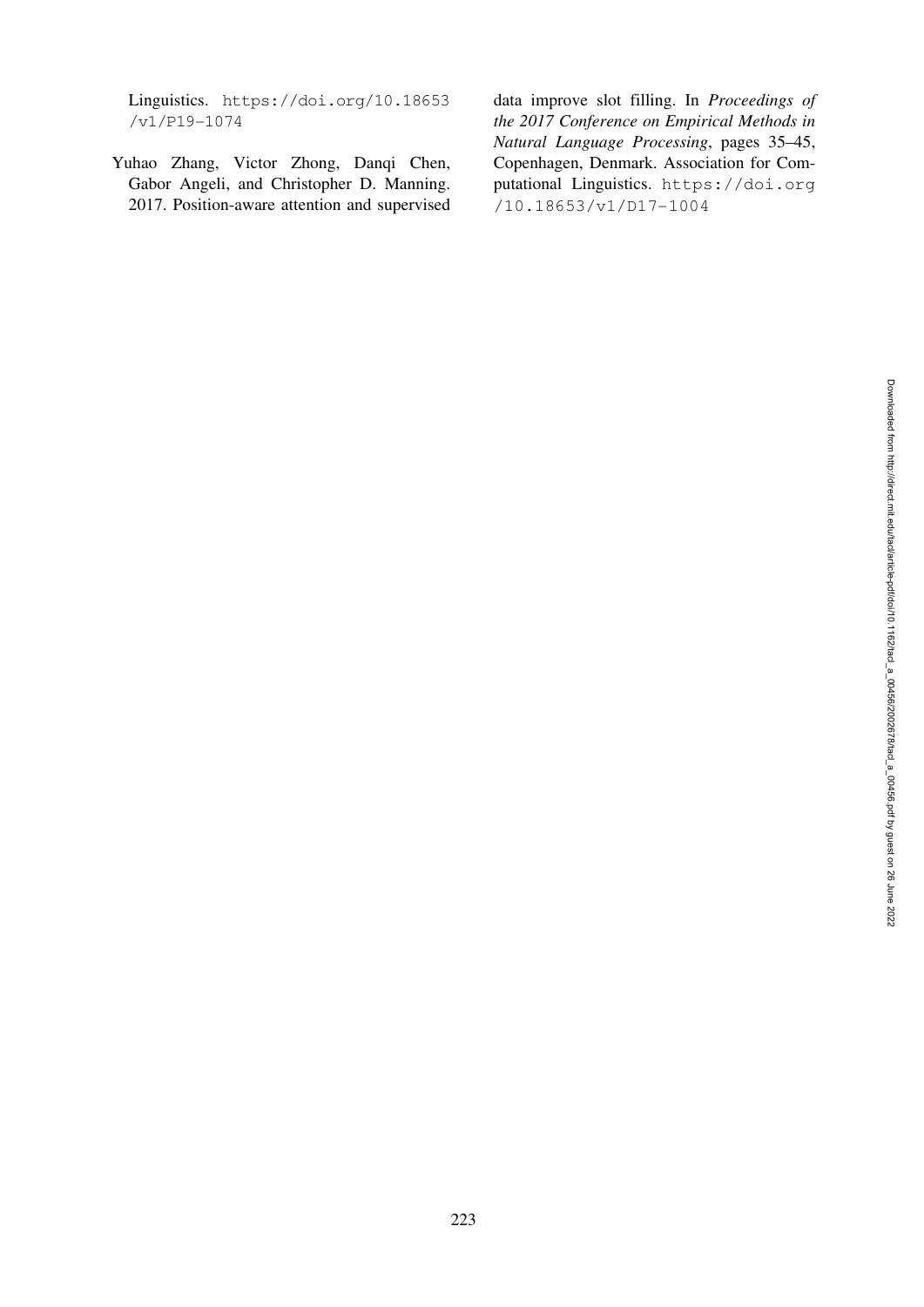Linguistics. https://doi.org/10.18653/v1/P19-1074

Yuhao Zhang, Victor Zhong, Danqi Chen, Gabor Angeli, and Christopher D. Manning. 2017. Position-aware attention and supervised data improve slot filling. In *Proceedings of the 2017 Conference on Empirical Methods in Natural Language Processing*, pages 35–45, Copenhagen, Denmark. Association for Computational Linguistics. https://doi.org/10.18653/v1/D17-1004